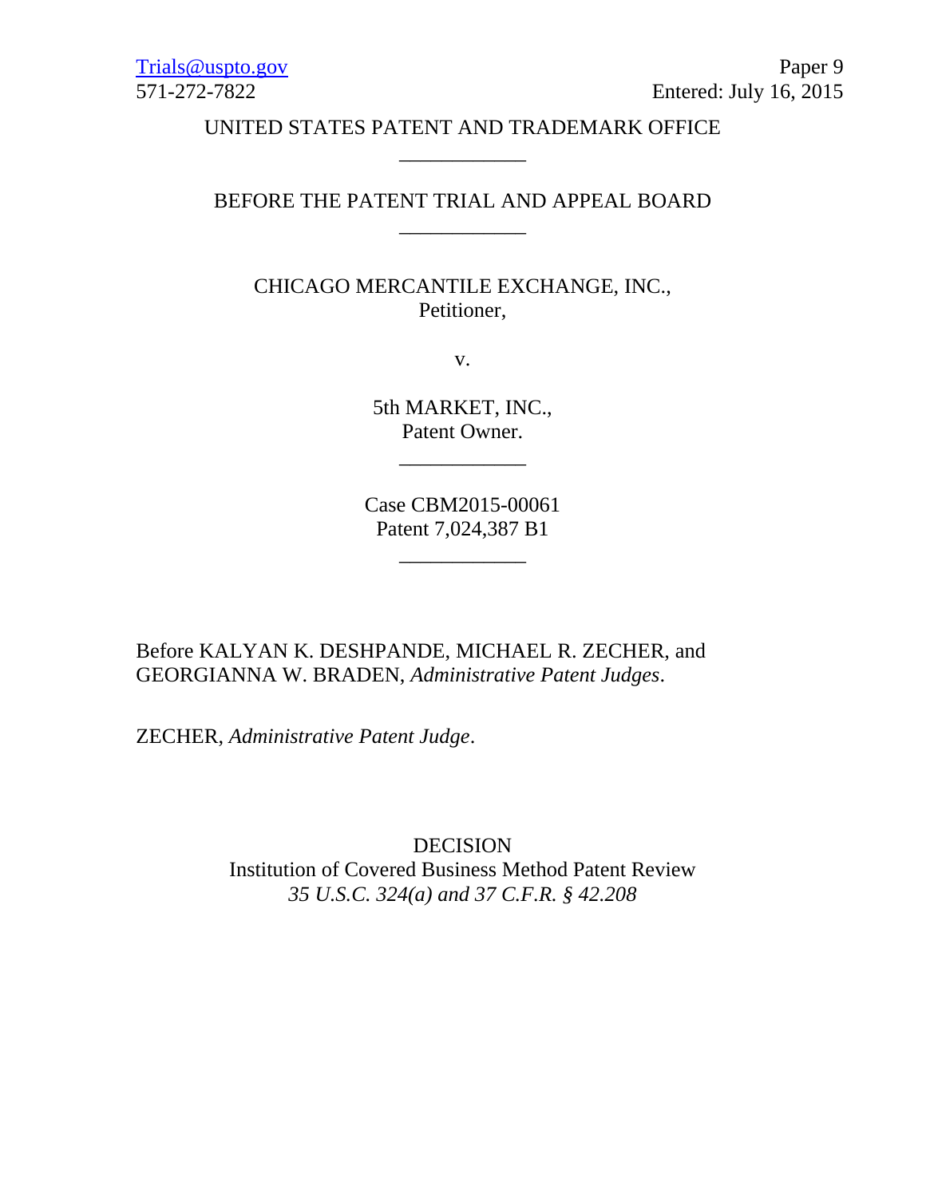Trials@uspto.gov
571-272-7822

Paper 9
Entered: July 16, 2015

UNITED STATES PATENT AND TRADEMARK OFFICE

____________

BEFORE THE PATENT TRIAL AND APPEAL BOARD

____________

CHICAGO MERCANTILE EXCHANGE, INC.,
Petitioner,

v.

5th MARKET, INC.,
Patent Owner.

____________

Case CBM2015-00061
Patent 7,024,387 B1

____________

Before KALYAN K. DESHPANDE, MICHAEL R. ZECHER, and GEORGIANNA W. BRADEN, *Administrative Patent Judges*.

ZECHER, *Administrative Patent Judge*.

DECISION
Institution of Covered Business Method Patent Review
*35 U.S.C. 324(a) and 37 C.F.R. § 42.208*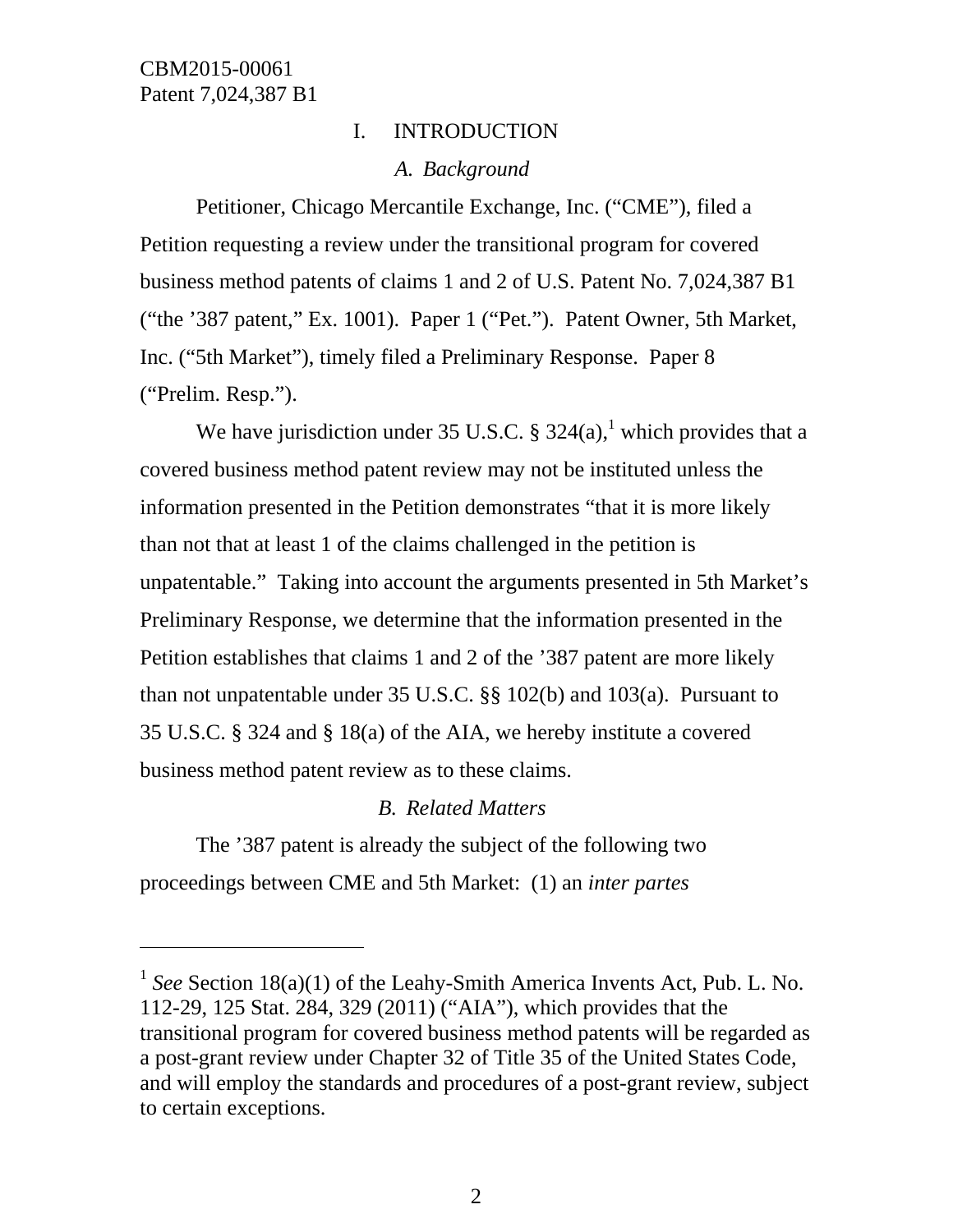# I. INTRODUCTION

## *A. Background*

Petitioner, Chicago Mercantile Exchange, Inc. ("CME"), filed a Petition requesting a review under the transitional program for covered business method patents of claims 1 and 2 of U.S. Patent No. 7,024,387 B1 ("the '387 patent," Ex. 1001). Paper 1 ("Pet."). Patent Owner, 5th Market, Inc. ("5th Market"), timely filed a Preliminary Response. Paper 8 ("Prelim. Resp.").

We have jurisdiction under 35 U.S.C. § 324(a),[1] which provides that a covered business method patent review may not be instituted unless the information presented in the Petition demonstrates "that it is more likely than not that at least 1 of the claims challenged in the petition is unpatentable." Taking into account the arguments presented in 5th Market's Preliminary Response, we determine that the information presented in the Petition establishes that claims 1 and 2 of the '387 patent are more likely than not unpatentable under 35 U.S.C. §§ 102(b) and 103(a). Pursuant to 35 U.S.C. § 324 and § 18(a) of the AIA, we hereby institute a covered business method patent review as to these claims.

## *B. Related Matters*

The '387 patent is already the subject of the following two proceedings between CME and 5th Market: (1) an *inter partes*

---

[1] *See* Section 18(a)(1) of the Leahy-Smith America Invents Act, Pub. L. No. 112-29, 125 Stat. 284, 329 (2011) ("AIA"), which provides that the transitional program for covered business method patents will be regarded as a post-grant review under Chapter 32 of Title 35 of the United States Code, and will employ the standards and procedures of a post-grant review, subject to certain exceptions.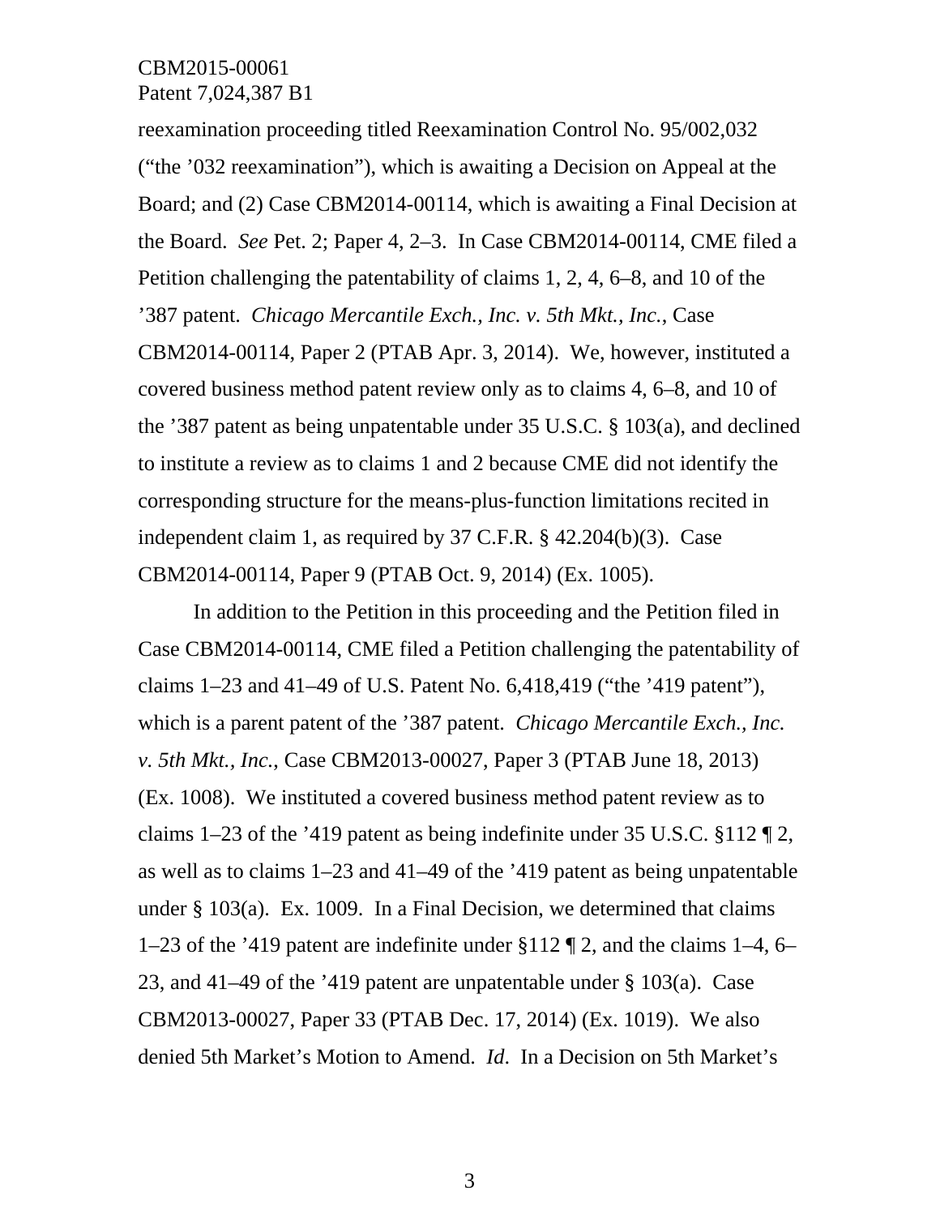reexamination proceeding titled Reexamination Control No. 95/002,032 ("the '032 reexamination"), which is awaiting a Decision on Appeal at the Board; and (2) Case CBM2014-00114, which is awaiting a Final Decision at the Board. *See* Pet. 2; Paper 4, 2–3. In Case CBM2014-00114, CME filed a Petition challenging the patentability of claims 1, 2, 4, 6–8, and 10 of the '387 patent. *Chicago Mercantile Exch., Inc. v. 5th Mkt., Inc.*, Case CBM2014-00114, Paper 2 (PTAB Apr. 3, 2014). We, however, instituted a covered business method patent review only as to claims 4, 6–8, and 10 of the '387 patent as being unpatentable under 35 U.S.C. § 103(a), and declined to institute a review as to claims 1 and 2 because CME did not identify the corresponding structure for the means-plus-function limitations recited in independent claim 1, as required by 37 C.F.R. § 42.204(b)(3). Case CBM2014-00114, Paper 9 (PTAB Oct. 9, 2014) (Ex. 1005).

In addition to the Petition in this proceeding and the Petition filed in Case CBM2014-00114, CME filed a Petition challenging the patentability of claims 1–23 and 41–49 of U.S. Patent No. 6,418,419 ("the '419 patent"), which is a parent patent of the '387 patent. *Chicago Mercantile Exch., Inc. v. 5th Mkt., Inc.*, Case CBM2013-00027, Paper 3 (PTAB June 18, 2013) (Ex. 1008). We instituted a covered business method patent review as to claims 1–23 of the '419 patent as being indefinite under 35 U.S.C. §112 ¶ 2, as well as to claims 1–23 and 41–49 of the '419 patent as being unpatentable under § 103(a). Ex. 1009. In a Final Decision, we determined that claims 1–23 of the '419 patent are indefinite under §112 ¶ 2, and the claims 1–4, 6–23, and 41–49 of the '419 patent are unpatentable under § 103(a). Case CBM2013-00027, Paper 33 (PTAB Dec. 17, 2014) (Ex. 1019). We also denied 5th Market's Motion to Amend. *Id*. In a Decision on 5th Market's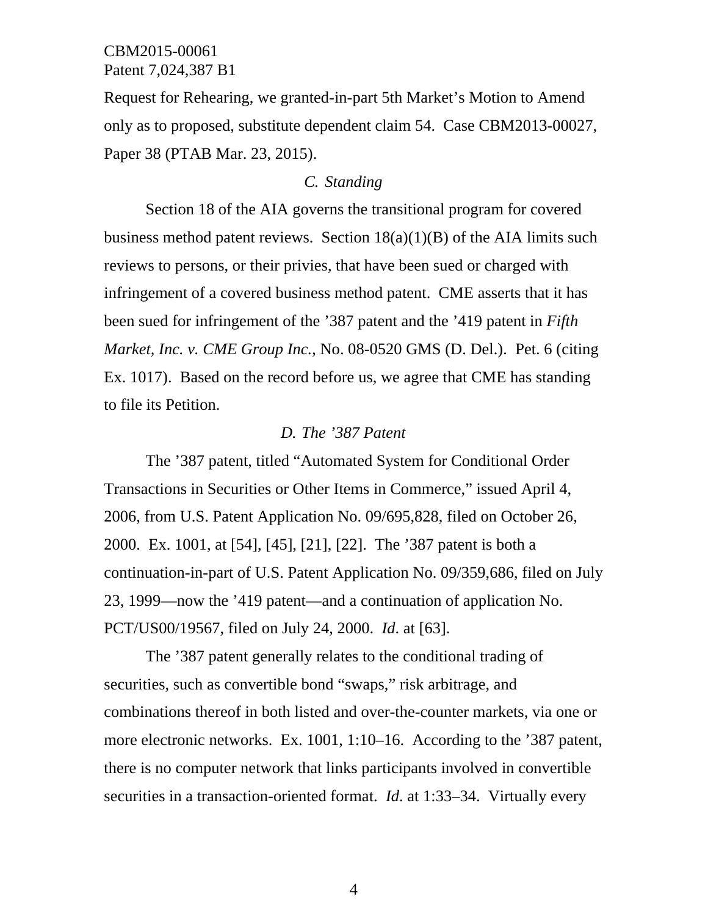Request for Rehearing, we granted-in-part 5th Market's Motion to Amend only as to proposed, substitute dependent claim 54. Case CBM2013-00027, Paper 38 (PTAB Mar. 23, 2015).

### *C. Standing*

Section 18 of the AIA governs the transitional program for covered business method patent reviews. Section 18(a)(1)(B) of the AIA limits such reviews to persons, or their privies, that have been sued or charged with infringement of a covered business method patent. CME asserts that it has been sued for infringement of the '387 patent and the '419 patent in *Fifth Market, Inc. v. CME Group Inc.*, No. 08-0520 GMS (D. Del.). Pet. 6 (citing Ex. 1017). Based on the record before us, we agree that CME has standing to file its Petition.

### *D. The '387 Patent*

The '387 patent, titled "Automated System for Conditional Order Transactions in Securities or Other Items in Commerce," issued April 4, 2006, from U.S. Patent Application No. 09/695,828, filed on October 26, 2000. Ex. 1001, at [54], [45], [21], [22]. The '387 patent is both a continuation-in-part of U.S. Patent Application No. 09/359,686, filed on July 23, 1999—now the '419 patent—and a continuation of application No. PCT/US00/19567, filed on July 24, 2000. *Id*. at [63].

The '387 patent generally relates to the conditional trading of securities, such as convertible bond "swaps," risk arbitrage, and combinations thereof in both listed and over-the-counter markets, via one or more electronic networks. Ex. 1001, 1:10–16. According to the '387 patent, there is no computer network that links participants involved in convertible securities in a transaction-oriented format. *Id*. at 1:33–34. Virtually every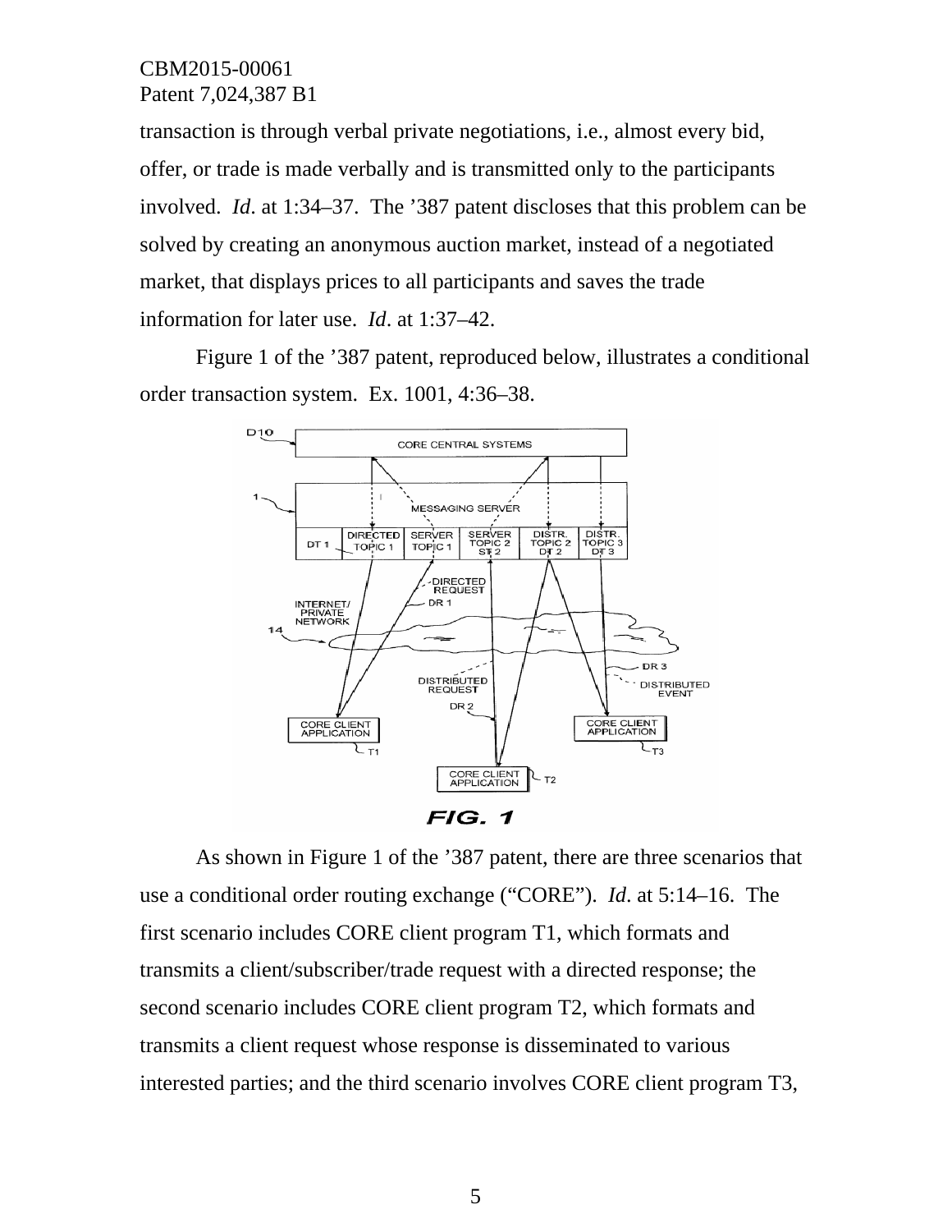transaction is through verbal private negotiations, i.e., almost every bid, offer, or trade is made verbally and is transmitted only to the participants involved. *Id*. at 1:34–37. The ’387 patent discloses that this problem can be solved by creating an anonymous auction market, instead of a negotiated market, that displays prices to all participants and saves the trade information for later use. *Id*. at 1:37–42.

Figure 1 of the ’387 patent, reproduced below, illustrates a conditional order transaction system. Ex. 1001, 4:36–38.

FIG. 1

As shown in Figure 1 of the ’387 patent, there are three scenarios that use a conditional order routing exchange (“CORE”). *Id*. at 5:14–16. The first scenario includes CORE client program T1, which formats and transmits a client/subscriber/trade request with a directed response; the second scenario includes CORE client program T2, which formats and transmits a client request whose response is disseminated to various interested parties; and the third scenario involves CORE client program T3,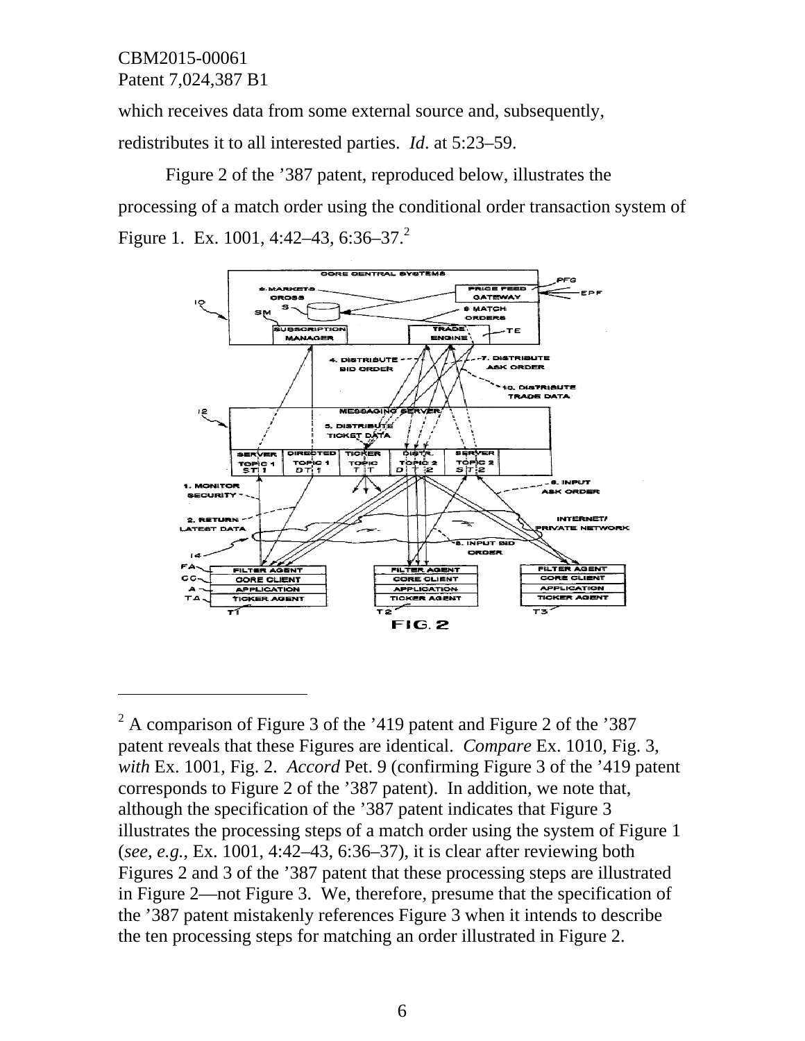which receives data from some external source and, subsequently, redistributes it to all interested parties. *Id*. at 5:23–59.

Figure 2 of the ’387 patent, reproduced below, illustrates the processing of a match order using the conditional order transaction system of Figure 1. Ex. 1001, 4:42–43, 6:36–37.[2]

---

[2] A comparison of Figure 3 of the ’419 patent and Figure 2 of the ’387 patent reveals that these Figures are identical. *Compare* Ex. 1010, Fig. 3, *with* Ex. 1001, Fig. 2. *Accord* Pet. 9 (confirming Figure 3 of the ’419 patent corresponds to Figure 2 of the ’387 patent). In addition, we note that, although the specification of the ’387 patent indicates that Figure 3 illustrates the processing steps of a match order using the system of Figure 1 (*see, e.g.*, Ex. 1001, 4:42–43, 6:36–37), it is clear after reviewing both Figures 2 and 3 of the ’387 patent that these processing steps are illustrated in Figure 2—not Figure 3. We, therefore, presume that the specification of the ’387 patent mistakenly references Figure 3 when it intends to describe the ten processing steps for matching an order illustrated in Figure 2.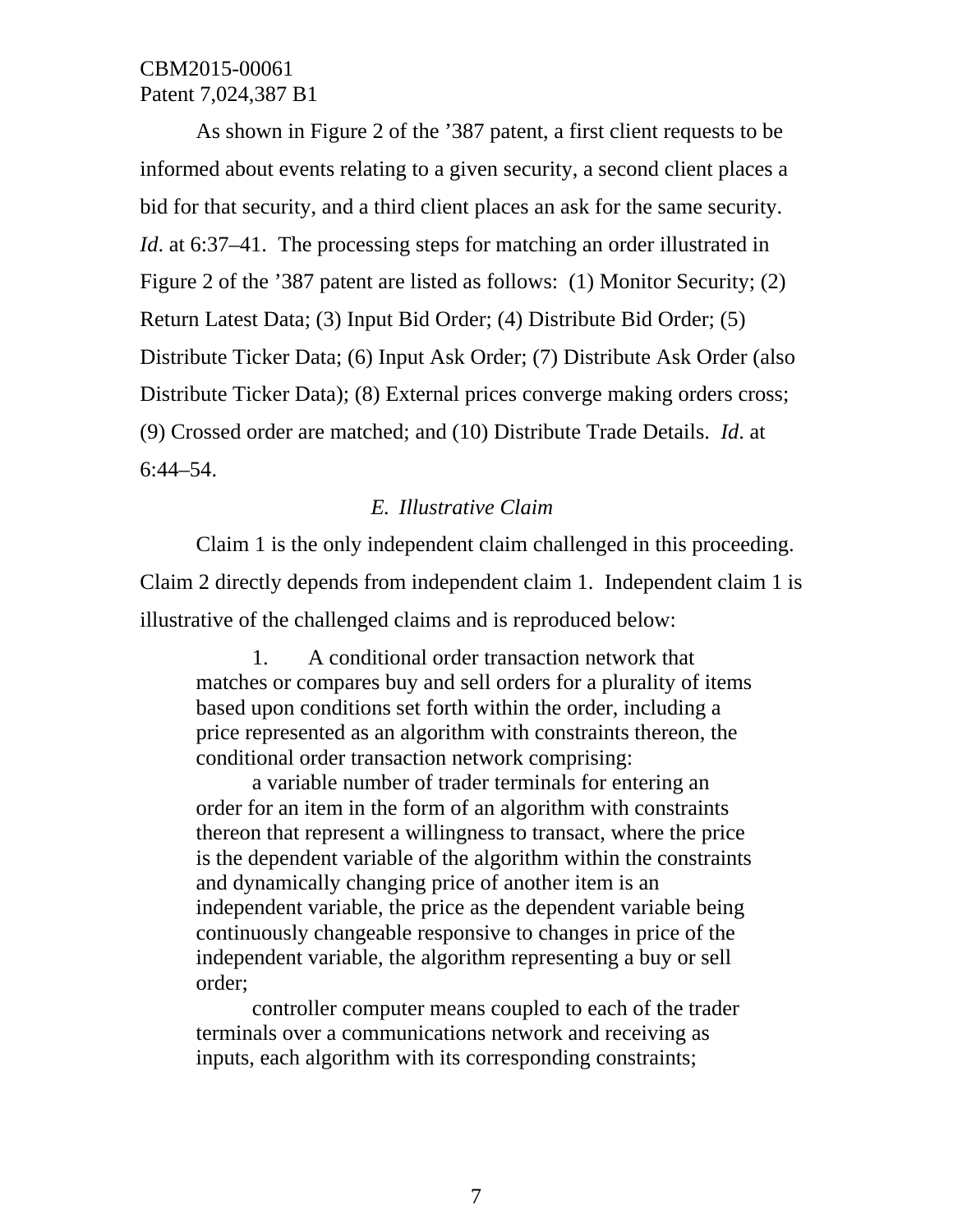As shown in Figure 2 of the ’387 patent, a first client requests to be informed about events relating to a given security, a second client places a bid for that security, and a third client places an ask for the same security. *Id*. at 6:37–41. The processing steps for matching an order illustrated in Figure 2 of the ’387 patent are listed as follows: (1) Monitor Security; (2) Return Latest Data; (3) Input Bid Order; (4) Distribute Bid Order; (5) Distribute Ticker Data; (6) Input Ask Order; (7) Distribute Ask Order (also Distribute Ticker Data); (8) External prices converge making orders cross; (9) Crossed order are matched; and (10) Distribute Trade Details. *Id*. at 6:44–54.

### *E. Illustrative Claim*

Claim 1 is the only independent claim challenged in this proceeding. Claim 2 directly depends from independent claim 1. Independent claim 1 is illustrative of the challenged claims and is reproduced below:

> 1. A conditional order transaction network that matches or compares buy and sell orders for a plurality of items based upon conditions set forth within the order, including a price represented as an algorithm with constraints thereon, the conditional order transaction network comprising:
>
> a variable number of trader terminals for entering an order for an item in the form of an algorithm with constraints thereon that represent a willingness to transact, where the price is the dependent variable of the algorithm within the constraints and dynamically changing price of another item is an independent variable, the price as the dependent variable being continuously changeable responsive to changes in price of the independent variable, the algorithm representing a buy or sell order;
>
> controller computer means coupled to each of the trader terminals over a communications network and receiving as inputs, each algorithm with its corresponding constraints;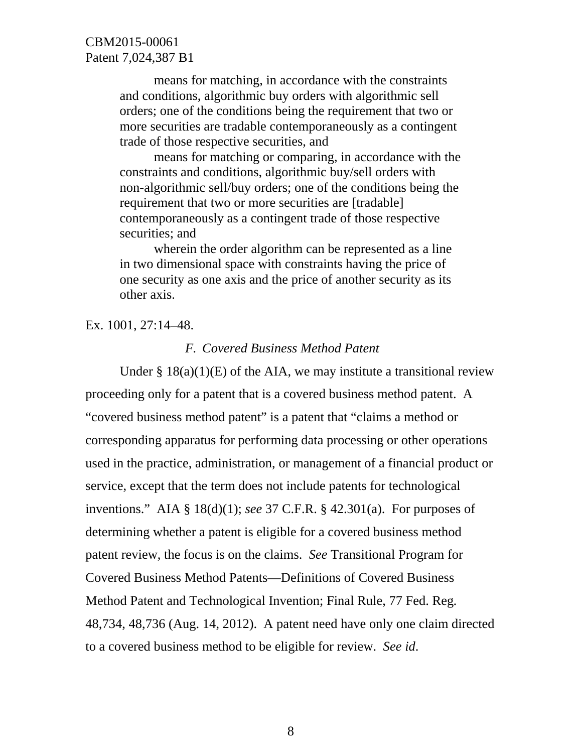> means for matching, in accordance with the constraints and conditions, algorithmic buy orders with algorithmic sell orders; one of the conditions being the requirement that two or more securities are tradable contemporaneously as a contingent trade of those respective securities, and
>
> means for matching or comparing, in accordance with the constraints and conditions, algorithmic buy/sell orders with non-algorithmic sell/buy orders; one of the conditions being the requirement that two or more securities are [tradable] contemporaneously as a contingent trade of those respective securities; and
>
> wherein the order algorithm can be represented as a line in two dimensional space with constraints having the price of one security as one axis and the price of another security as its other axis.

Ex. 1001, 27:14–48.

### *F. Covered Business Method Patent*

Under § 18(a)(1)(E) of the AIA, we may institute a transitional review proceeding only for a patent that is a covered business method patent. A "covered business method patent" is a patent that "claims a method or corresponding apparatus for performing data processing or other operations used in the practice, administration, or management of a financial product or service, except that the term does not include patents for technological inventions." AIA § 18(d)(1); *see* 37 C.F.R. § 42.301(a). For purposes of determining whether a patent is eligible for a covered business method patent review, the focus is on the claims. *See* Transitional Program for Covered Business Method Patents—Definitions of Covered Business Method Patent and Technological Invention; Final Rule, 77 Fed. Reg. 48,734, 48,736 (Aug. 14, 2012). A patent need have only one claim directed to a covered business method to be eligible for review. *See id.*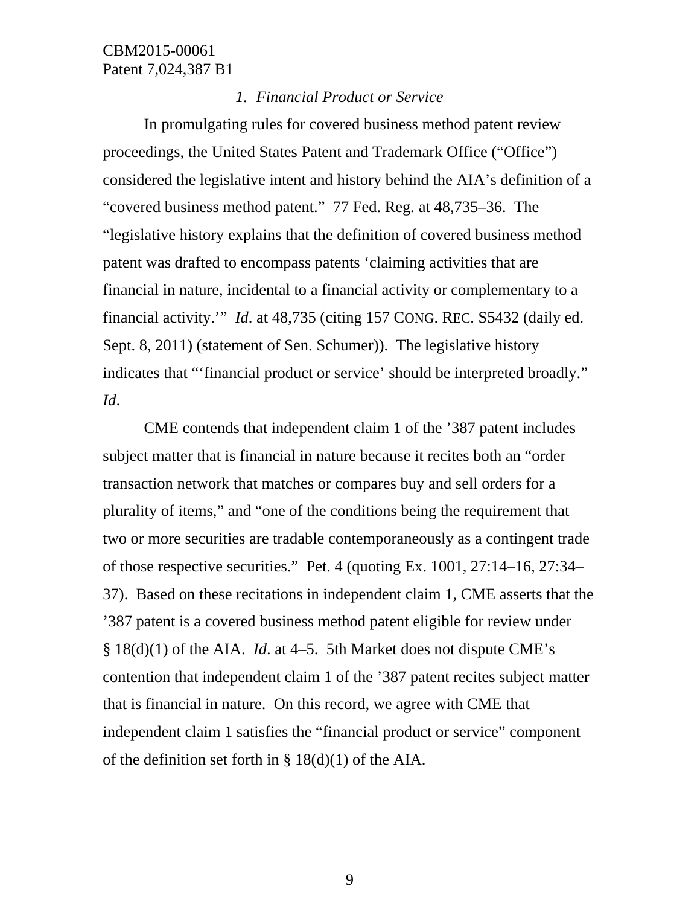### *1. Financial Product or Service*

In promulgating rules for covered business method patent review proceedings, the United States Patent and Trademark Office ("Office") considered the legislative intent and history behind the AIA's definition of a "covered business method patent." 77 Fed. Reg. at 48,735–36. The "legislative history explains that the definition of covered business method patent was drafted to encompass patents 'claiming activities that are financial in nature, incidental to a financial activity or complementary to a financial activity.'" *Id*. at 48,735 (citing 157 CONG. REC. S5432 (daily ed. Sept. 8, 2011) (statement of Sen. Schumer)). The legislative history indicates that "'financial product or service' should be interpreted broadly." *Id*.

CME contends that independent claim 1 of the '387 patent includes subject matter that is financial in nature because it recites both an "order transaction network that matches or compares buy and sell orders for a plurality of items," and "one of the conditions being the requirement that two or more securities are tradable contemporaneously as a contingent trade of those respective securities." Pet. 4 (quoting Ex. 1001, 27:14–16, 27:34–37). Based on these recitations in independent claim 1, CME asserts that the '387 patent is a covered business method patent eligible for review under § 18(d)(1) of the AIA. *Id*. at 4–5. 5th Market does not dispute CME's contention that independent claim 1 of the '387 patent recites subject matter that is financial in nature. On this record, we agree with CME that independent claim 1 satisfies the "financial product or service" component of the definition set forth in § 18(d)(1) of the AIA.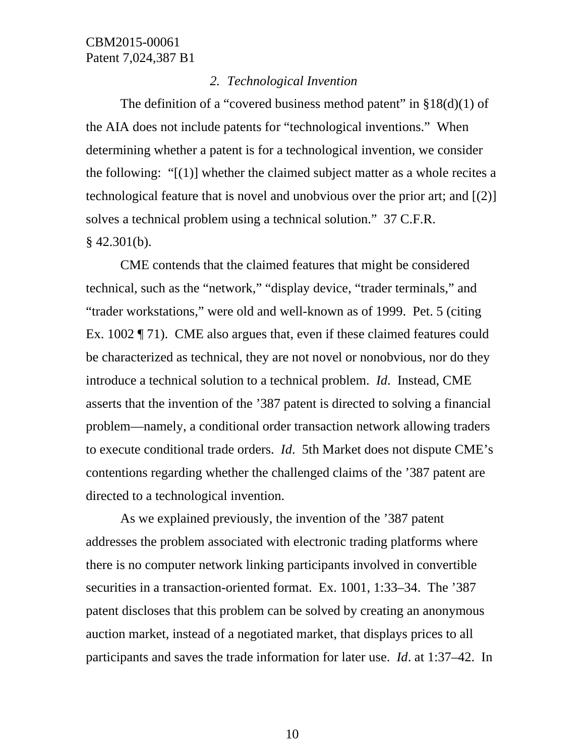### *2. Technological Invention*

The definition of a "covered business method patent" in §18(d)(1) of the AIA does not include patents for "technological inventions." When determining whether a patent is for a technological invention, we consider the following: "[(1)] whether the claimed subject matter as a whole recites a technological feature that is novel and unobvious over the prior art; and [(2)] solves a technical problem using a technical solution." 37 C.F.R. § 42.301(b).

CME contends that the claimed features that might be considered technical, such as the "network," "display device, "trader terminals," and "trader workstations," were old and well-known as of 1999. Pet. 5 (citing Ex. 1002 ¶ 71). CME also argues that, even if these claimed features could be characterized as technical, they are not novel or nonobvious, nor do they introduce a technical solution to a technical problem. *Id*. Instead, CME asserts that the invention of the '387 patent is directed to solving a financial problem—namely, a conditional order transaction network allowing traders to execute conditional trade orders. *Id*. 5th Market does not dispute CME's contentions regarding whether the challenged claims of the '387 patent are directed to a technological invention.

As we explained previously, the invention of the '387 patent addresses the problem associated with electronic trading platforms where there is no computer network linking participants involved in convertible securities in a transaction-oriented format. Ex. 1001, 1:33–34. The '387 patent discloses that this problem can be solved by creating an anonymous auction market, instead of a negotiated market, that displays prices to all participants and saves the trade information for later use. *Id*. at 1:37–42. In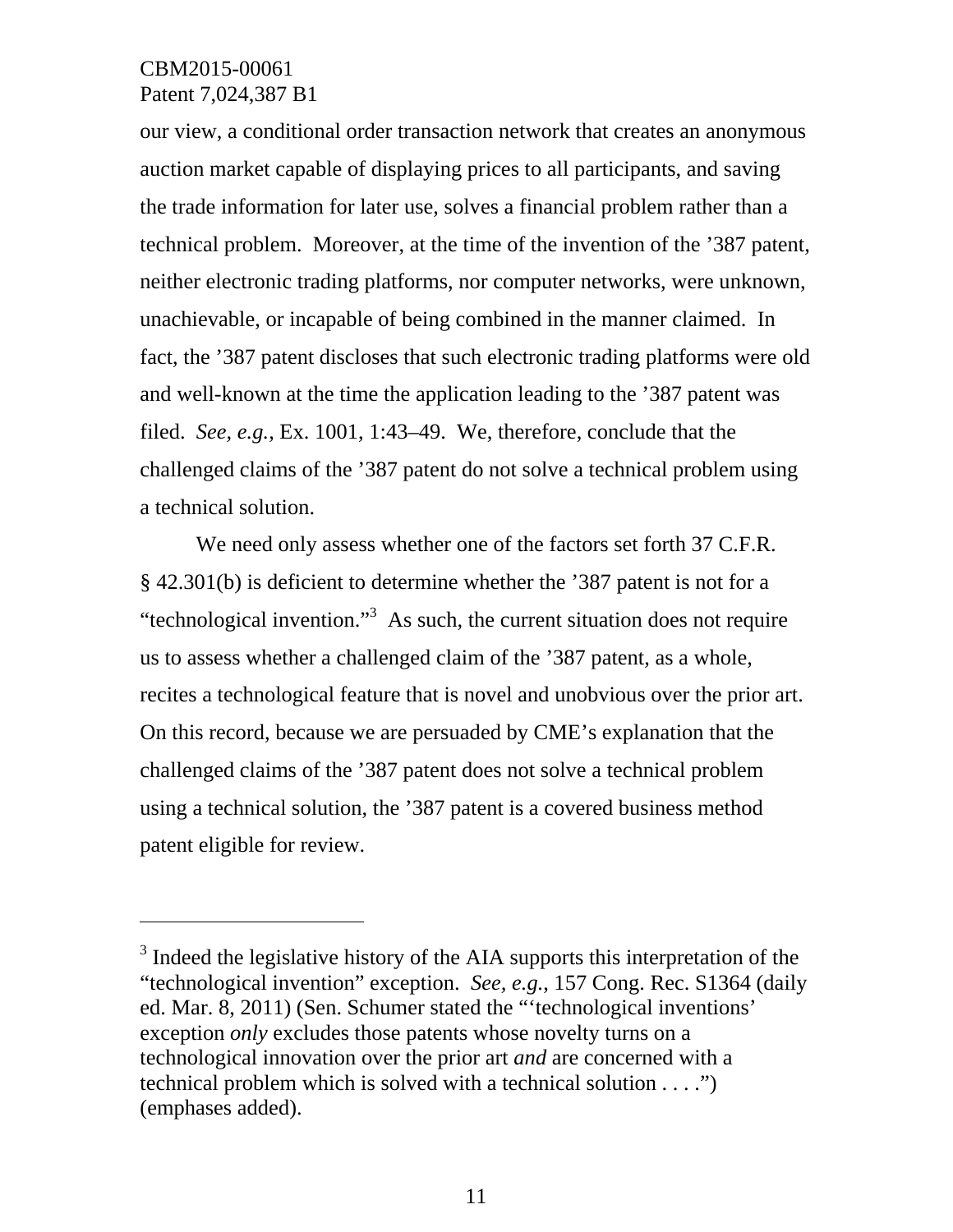our view, a conditional order transaction network that creates an anonymous auction market capable of displaying prices to all participants, and saving the trade information for later use, solves a financial problem rather than a technical problem. Moreover, at the time of the invention of the ’387 patent, neither electronic trading platforms, nor computer networks, were unknown, unachievable, or incapable of being combined in the manner claimed. In fact, the ’387 patent discloses that such electronic trading platforms were old and well-known at the time the application leading to the ’387 patent was filed. *See, e.g.*, Ex. 1001, 1:43–49. We, therefore, conclude that the challenged claims of the ’387 patent do not solve a technical problem using a technical solution.

We need only assess whether one of the factors set forth 37 C.F.R. § 42.301(b) is deficient to determine whether the ’387 patent is not for a “technological invention.”[3] As such, the current situation does not require us to assess whether a challenged claim of the ’387 patent, as a whole, recites a technological feature that is novel and unobvious over the prior art. On this record, because we are persuaded by CME’s explanation that the challenged claims of the ’387 patent does not solve a technical problem using a technical solution, the ’387 patent is a covered business method patent eligible for review.

---

[3] Indeed the legislative history of the AIA supports this interpretation of the “technological invention” exception. *See, e.g.*, 157 Cong. Rec. S1364 (daily ed. Mar. 8, 2011) (Sen. Schumer stated the “‘technological inventions’ exception *only* excludes those patents whose novelty turns on a technological innovation over the prior art *and* are concerned with a technical problem which is solved with a technical solution . . . .”) (emphases added).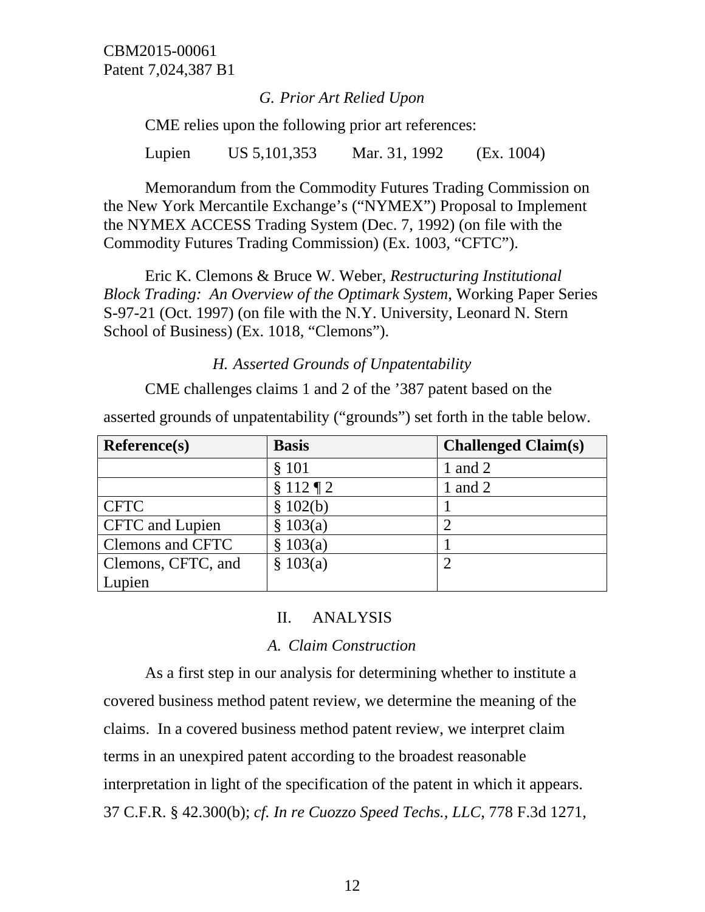### *G. Prior Art Relied Upon*

CME relies upon the following prior art references:

Lupien US 5,101,353 Mar. 31, 1992 (Ex. 1004)

Memorandum from the Commodity Futures Trading Commission on the New York Mercantile Exchange's ("NYMEX") Proposal to Implement the NYMEX ACCESS Trading System (Dec. 7, 1992) (on file with the Commodity Futures Trading Commission) (Ex. 1003, "CFTC").

Eric K. Clemons & Bruce W. Weber, *Restructuring Institutional Block Trading: An Overview of the Optimark System*, Working Paper Series S-97-21 (Oct. 1997) (on file with the N.Y. University, Leonard N. Stern School of Business) (Ex. 1018, "Clemons").

### *H. Asserted Grounds of Unpatentability*

CME challenges claims 1 and 2 of the '387 patent based on the asserted grounds of unpatentability ("grounds") set forth in the table below.

| Reference(s) | Basis | Challenged Claim(s) |
|---|---|---|
| | § 101 | 1 and 2 |
| | § 112 ¶ 2 | 1 and 2 |
| CFTC | § 102(b) | 1 |
| CFTC and Lupien | § 103(a) | 2 |
| Clemons and CFTC | § 103(a) | 1 |
| Clemons, CFTC, and Lupien | § 103(a) | 2 |

## II. ANALYSIS

### *A. Claim Construction*

As a first step in our analysis for determining whether to institute a covered business method patent review, we determine the meaning of the claims. In a covered business method patent review, we interpret claim terms in an unexpired patent according to the broadest reasonable interpretation in light of the specification of the patent in which it appears. 37 C.F.R. § 42.300(b); *cf. In re Cuozzo Speed Techs., LLC*, 778 F.3d 1271,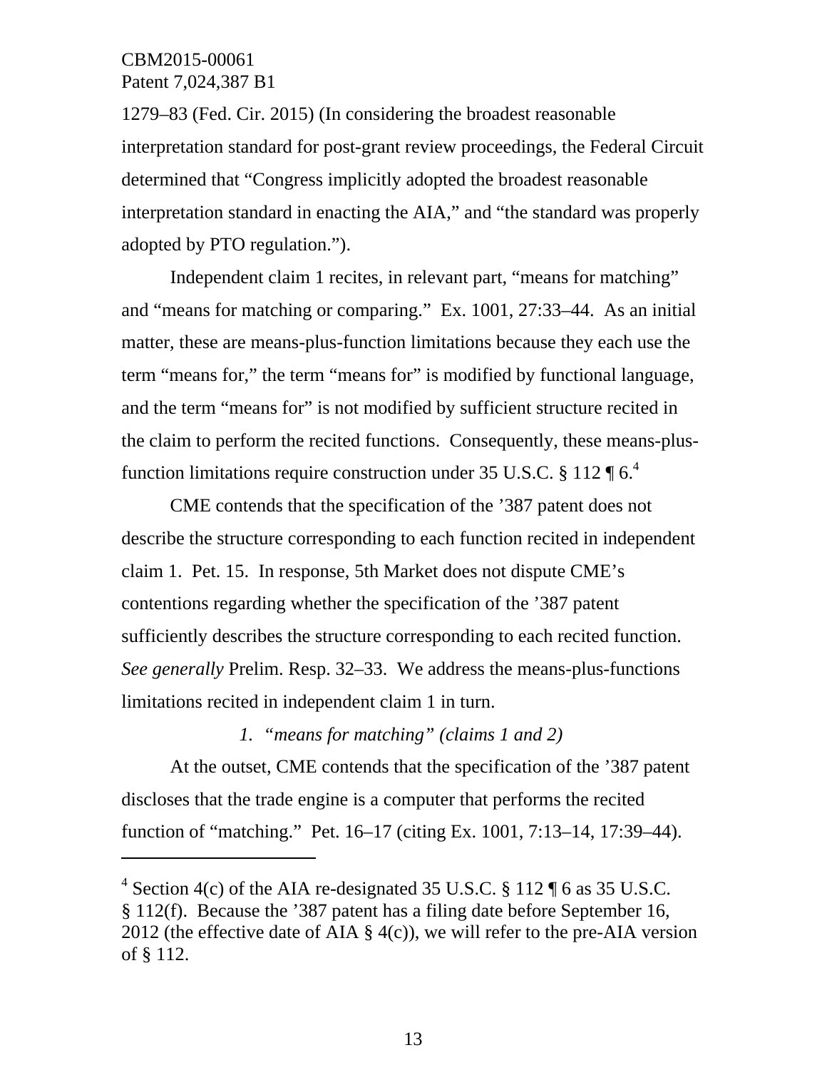1279–83 (Fed. Cir. 2015) (In considering the broadest reasonable interpretation standard for post-grant review proceedings, the Federal Circuit determined that "Congress implicitly adopted the broadest reasonable interpretation standard in enacting the AIA," and "the standard was properly adopted by PTO regulation.").

Independent claim 1 recites, in relevant part, "means for matching" and "means for matching or comparing." Ex. 1001, 27:33–44. As an initial matter, these are means-plus-function limitations because they each use the term "means for," the term "means for" is modified by functional language, and the term "means for" is not modified by sufficient structure recited in the claim to perform the recited functions. Consequently, these means-plus-function limitations require construction under 35 U.S.C. § 112 ¶ 6.[4]

CME contends that the specification of the '387 patent does not describe the structure corresponding to each function recited in independent claim 1. Pet. 15. In response, 5th Market does not dispute CME's contentions regarding whether the specification of the '387 patent sufficiently describes the structure corresponding to each recited function. *See generally* Prelim. Resp. 32–33. We address the means-plus-functions limitations recited in independent claim 1 in turn.

*1. "means for matching" (claims 1 and 2)*

At the outset, CME contends that the specification of the '387 patent discloses that the trade engine is a computer that performs the recited function of "matching." Pet. 16–17 (citing Ex. 1001, 7:13–14, 17:39–44).

---

[4] Section 4(c) of the AIA re-designated 35 U.S.C. § 112 ¶ 6 as 35 U.S.C. § 112(f). Because the '387 patent has a filing date before September 16, 2012 (the effective date of AIA § 4(c)), we will refer to the pre-AIA version of § 112.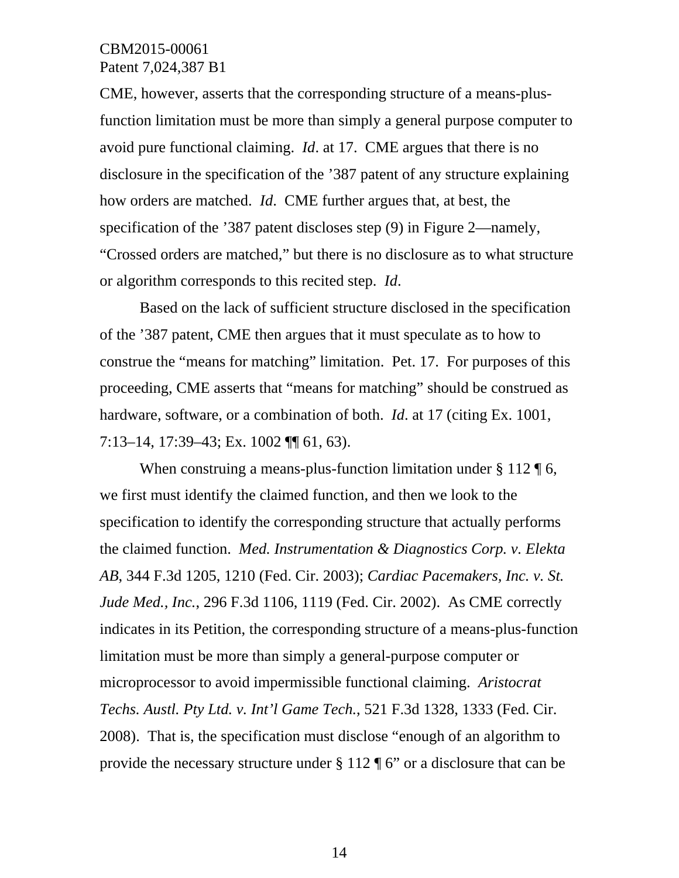CME, however, asserts that the corresponding structure of a means-plus-function limitation must be more than simply a general purpose computer to avoid pure functional claiming. *Id*. at 17. CME argues that there is no disclosure in the specification of the ’387 patent of any structure explaining how orders are matched. *Id*. CME further argues that, at best, the specification of the ’387 patent discloses step (9) in Figure 2—namely, “Crossed orders are matched,” but there is no disclosure as to what structure or algorithm corresponds to this recited step. *Id*.

Based on the lack of sufficient structure disclosed in the specification of the ’387 patent, CME then argues that it must speculate as to how to construe the “means for matching” limitation. Pet. 17. For purposes of this proceeding, CME asserts that “means for matching” should be construed as hardware, software, or a combination of both. *Id*. at 17 (citing Ex. 1001, 7:13–14, 17:39–43; Ex. 1002 ¶¶ 61, 63).

When construing a means-plus-function limitation under § 112 ¶ 6, we first must identify the claimed function, and then we look to the specification to identify the corresponding structure that actually performs the claimed function. *Med. Instrumentation & Diagnostics Corp. v. Elekta AB*, 344 F.3d 1205, 1210 (Fed. Cir. 2003); *Cardiac Pacemakers, Inc. v. St. Jude Med., Inc.*, 296 F.3d 1106, 1119 (Fed. Cir. 2002). As CME correctly indicates in its Petition, the corresponding structure of a means-plus-function limitation must be more than simply a general-purpose computer or microprocessor to avoid impermissible functional claiming. *Aristocrat Techs. Austl. Pty Ltd. v. Int’l Game Tech.*, 521 F.3d 1328, 1333 (Fed. Cir. 2008). That is, the specification must disclose “enough of an algorithm to provide the necessary structure under § 112 ¶ 6” or a disclosure that can be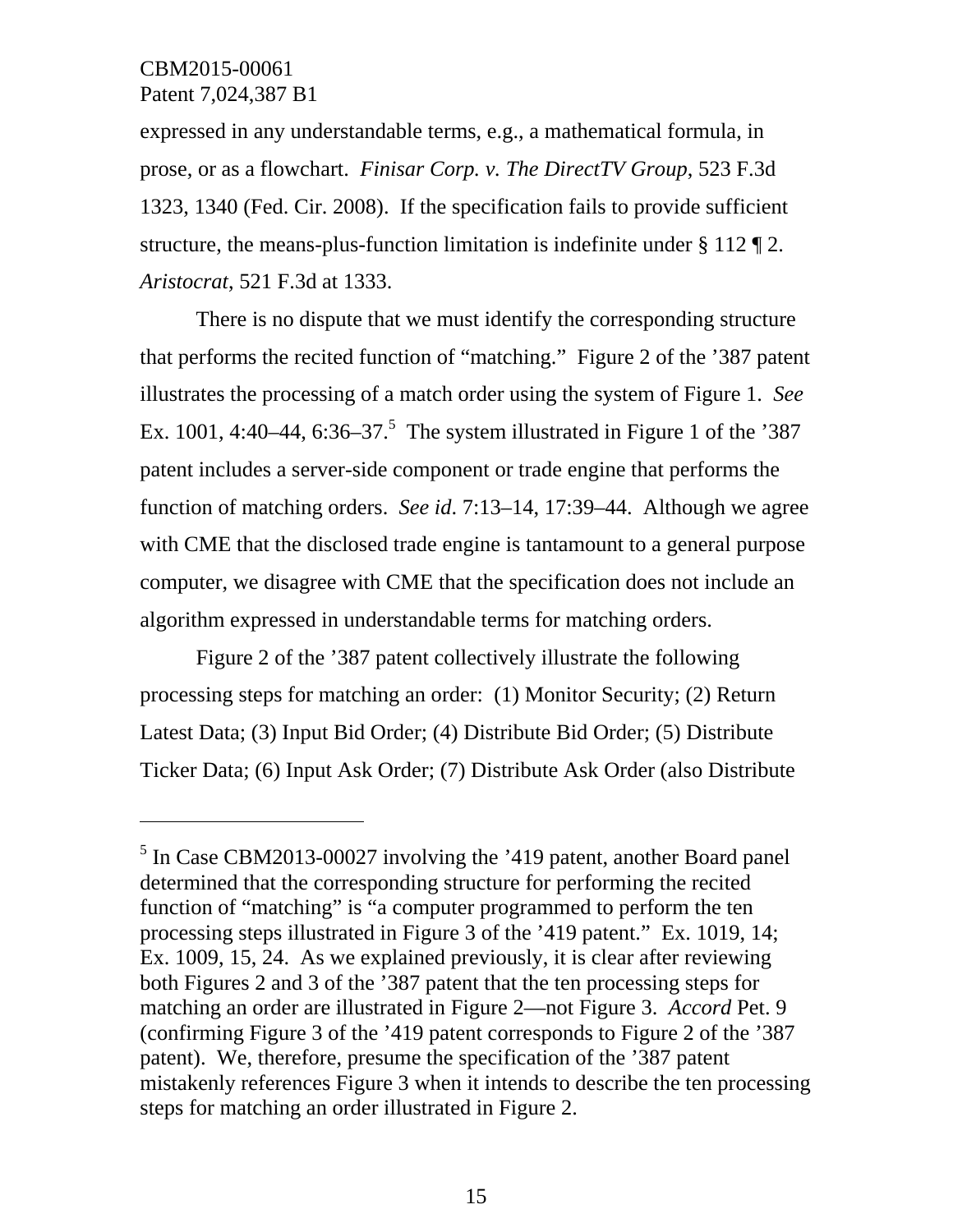expressed in any understandable terms, e.g., a mathematical formula, in prose, or as a flowchart. *Finisar Corp. v. The DirectTV Group*, 523 F.3d 1323, 1340 (Fed. Cir. 2008). If the specification fails to provide sufficient structure, the means-plus-function limitation is indefinite under § 112 ¶ 2. *Aristocrat*, 521 F.3d at 1333.

There is no dispute that we must identify the corresponding structure that performs the recited function of "matching." Figure 2 of the '387 patent illustrates the processing of a match order using the system of Figure 1. *See* Ex. 1001, 4:40–44, 6:36–37.[5] The system illustrated in Figure 1 of the '387 patent includes a server-side component or trade engine that performs the function of matching orders. *See id*. 7:13–14, 17:39–44. Although we agree with CME that the disclosed trade engine is tantamount to a general purpose computer, we disagree with CME that the specification does not include an algorithm expressed in understandable terms for matching orders.

Figure 2 of the '387 patent collectively illustrate the following processing steps for matching an order: (1) Monitor Security; (2) Return Latest Data; (3) Input Bid Order; (4) Distribute Bid Order; (5) Distribute Ticker Data; (6) Input Ask Order; (7) Distribute Ask Order (also Distribute

---

[5] In Case CBM2013-00027 involving the '419 patent, another Board panel determined that the corresponding structure for performing the recited function of "matching" is "a computer programmed to perform the ten processing steps illustrated in Figure 3 of the '419 patent." Ex. 1019, 14; Ex. 1009, 15, 24. As we explained previously, it is clear after reviewing both Figures 2 and 3 of the '387 patent that the ten processing steps for matching an order are illustrated in Figure 2—not Figure 3. *Accord* Pet. 9 (confirming Figure 3 of the '419 patent corresponds to Figure 2 of the '387 patent). We, therefore, presume the specification of the '387 patent mistakenly references Figure 3 when it intends to describe the ten processing steps for matching an order illustrated in Figure 2.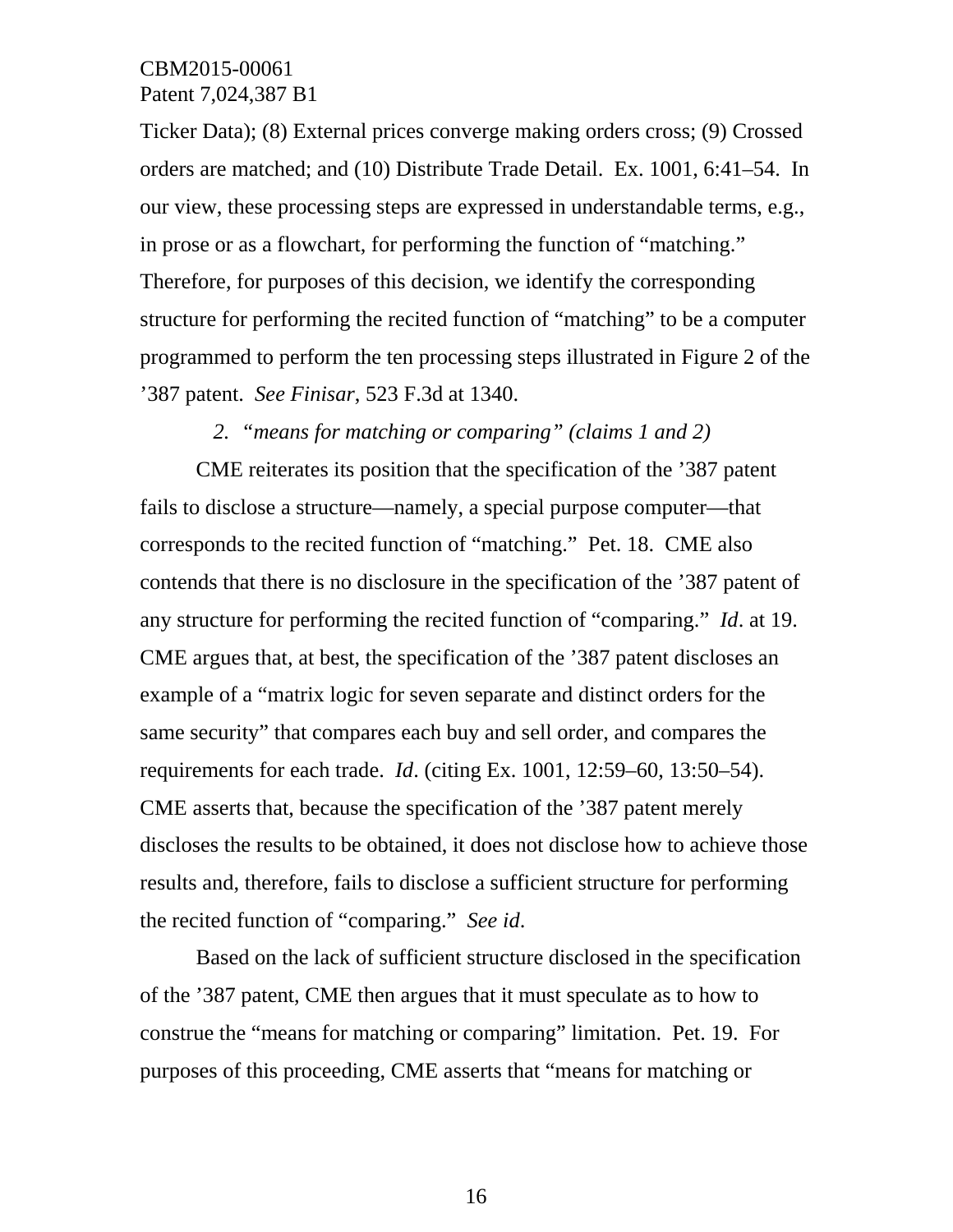Ticker Data); (8) External prices converge making orders cross; (9) Crossed orders are matched; and (10) Distribute Trade Detail. Ex. 1001, 6:41–54. In our view, these processing steps are expressed in understandable terms, e.g., in prose or as a flowchart, for performing the function of "matching." Therefore, for purposes of this decision, we identify the corresponding structure for performing the recited function of "matching" to be a computer programmed to perform the ten processing steps illustrated in Figure 2 of the '387 patent. *See Finisar*, 523 F.3d at 1340.

### 2. *"means for matching or comparing" (claims 1 and 2)*

CME reiterates its position that the specification of the '387 patent fails to disclose a structure—namely, a special purpose computer—that corresponds to the recited function of "matching." Pet. 18. CME also contends that there is no disclosure in the specification of the '387 patent of any structure for performing the recited function of "comparing." *Id*. at 19. CME argues that, at best, the specification of the '387 patent discloses an example of a "matrix logic for seven separate and distinct orders for the same security" that compares each buy and sell order, and compares the requirements for each trade. *Id*. (citing Ex. 1001, 12:59–60, 13:50–54). CME asserts that, because the specification of the '387 patent merely discloses the results to be obtained, it does not disclose how to achieve those results and, therefore, fails to disclose a sufficient structure for performing the recited function of "comparing." *See id*.

Based on the lack of sufficient structure disclosed in the specification of the '387 patent, CME then argues that it must speculate as to how to construe the "means for matching or comparing" limitation. Pet. 19. For purposes of this proceeding, CME asserts that "means for matching or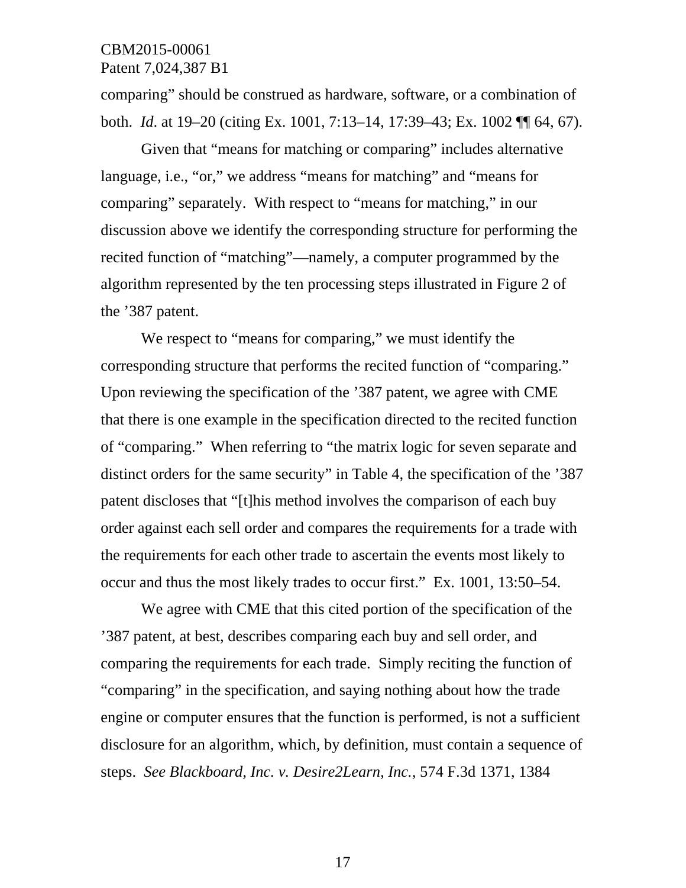comparing" should be construed as hardware, software, or a combination of both. *Id*. at 19–20 (citing Ex. 1001, 7:13–14, 17:39–43; Ex. 1002 ¶¶ 64, 67).

Given that "means for matching or comparing" includes alternative language, i.e., "or," we address "means for matching" and "means for comparing" separately. With respect to "means for matching," in our discussion above we identify the corresponding structure for performing the recited function of "matching"—namely, a computer programmed by the algorithm represented by the ten processing steps illustrated in Figure 2 of the '387 patent.

We respect to "means for comparing," we must identify the corresponding structure that performs the recited function of "comparing." Upon reviewing the specification of the '387 patent, we agree with CME that there is one example in the specification directed to the recited function of "comparing." When referring to "the matrix logic for seven separate and distinct orders for the same security" in Table 4, the specification of the '387 patent discloses that "[t]his method involves the comparison of each buy order against each sell order and compares the requirements for a trade with the requirements for each other trade to ascertain the events most likely to occur and thus the most likely trades to occur first." Ex. 1001, 13:50–54.

We agree with CME that this cited portion of the specification of the '387 patent, at best, describes comparing each buy and sell order, and comparing the requirements for each trade. Simply reciting the function of "comparing" in the specification, and saying nothing about how the trade engine or computer ensures that the function is performed, is not a sufficient disclosure for an algorithm, which, by definition, must contain a sequence of steps. *See Blackboard, Inc. v. Desire2Learn, Inc.*, 574 F.3d 1371, 1384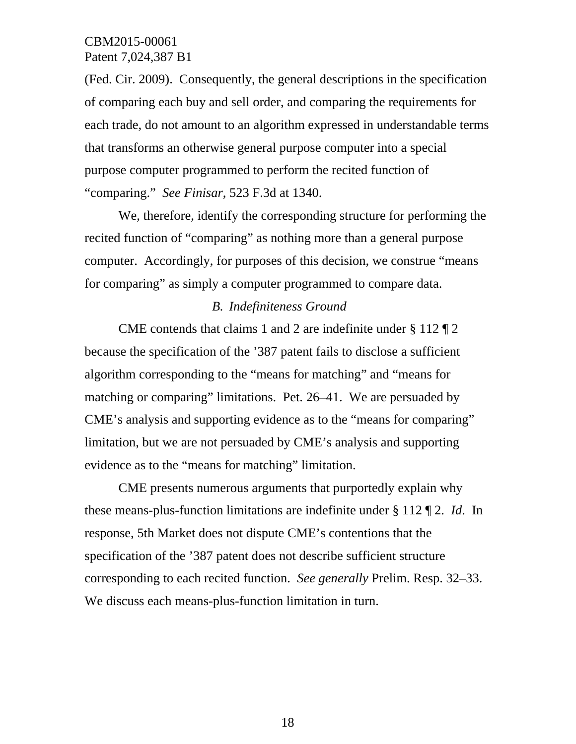(Fed. Cir. 2009). Consequently, the general descriptions in the specification of comparing each buy and sell order, and comparing the requirements for each trade, do not amount to an algorithm expressed in understandable terms that transforms an otherwise general purpose computer into a special purpose computer programmed to perform the recited function of "comparing." *See Finisar*, 523 F.3d at 1340.

We, therefore, identify the corresponding structure for performing the recited function of "comparing" as nothing more than a general purpose computer. Accordingly, for purposes of this decision, we construe "means for comparing" as simply a computer programmed to compare data.

### *B. Indefiniteness Ground*

CME contends that claims 1 and 2 are indefinite under § 112 ¶ 2 because the specification of the '387 patent fails to disclose a sufficient algorithm corresponding to the "means for matching" and "means for matching or comparing" limitations. Pet. 26–41. We are persuaded by CME's analysis and supporting evidence as to the "means for comparing" limitation, but we are not persuaded by CME's analysis and supporting evidence as to the "means for matching" limitation.

CME presents numerous arguments that purportedly explain why these means-plus-function limitations are indefinite under § 112 ¶ 2. *Id*. In response, 5th Market does not dispute CME's contentions that the specification of the '387 patent does not describe sufficient structure corresponding to each recited function. *See generally* Prelim. Resp. 32–33. We discuss each means-plus-function limitation in turn.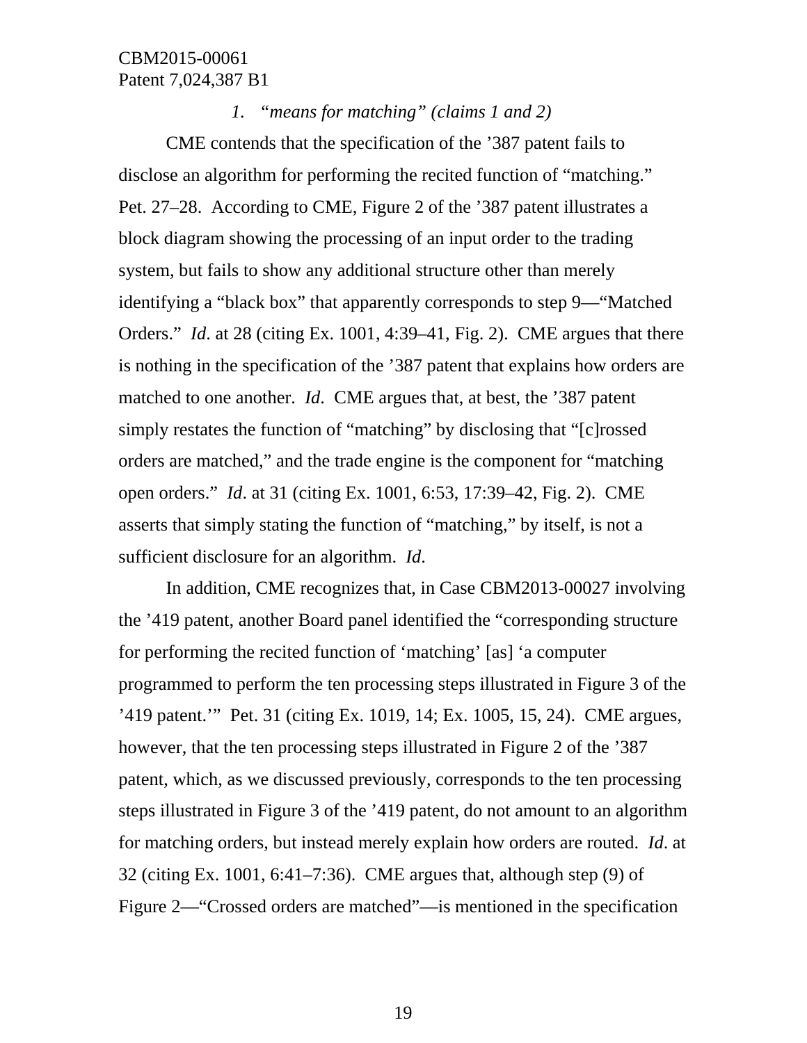*1. "means for matching" (claims 1 and 2)*

CME contends that the specification of the '387 patent fails to disclose an algorithm for performing the recited function of "matching." Pet. 27–28. According to CME, Figure 2 of the '387 patent illustrates a block diagram showing the processing of an input order to the trading system, but fails to show any additional structure other than merely identifying a "black box" that apparently corresponds to step 9—"Matched Orders." *Id*. at 28 (citing Ex. 1001, 4:39–41, Fig. 2). CME argues that there is nothing in the specification of the '387 patent that explains how orders are matched to one another. *Id*. CME argues that, at best, the '387 patent simply restates the function of "matching" by disclosing that "[c]rossed orders are matched," and the trade engine is the component for "matching open orders." *Id*. at 31 (citing Ex. 1001, 6:53, 17:39–42, Fig. 2). CME asserts that simply stating the function of "matching," by itself, is not a sufficient disclosure for an algorithm. *Id*.

In addition, CME recognizes that, in Case CBM2013-00027 involving the '419 patent, another Board panel identified the "corresponding structure for performing the recited function of 'matching' [as] 'a computer programmed to perform the ten processing steps illustrated in Figure 3 of the '419 patent.'" Pet. 31 (citing Ex. 1019, 14; Ex. 1005, 15, 24). CME argues, however, that the ten processing steps illustrated in Figure 2 of the '387 patent, which, as we discussed previously, corresponds to the ten processing steps illustrated in Figure 3 of the '419 patent, do not amount to an algorithm for matching orders, but instead merely explain how orders are routed. *Id*. at 32 (citing Ex. 1001, 6:41–7:36). CME argues that, although step (9) of Figure 2—"Crossed orders are matched"—is mentioned in the specification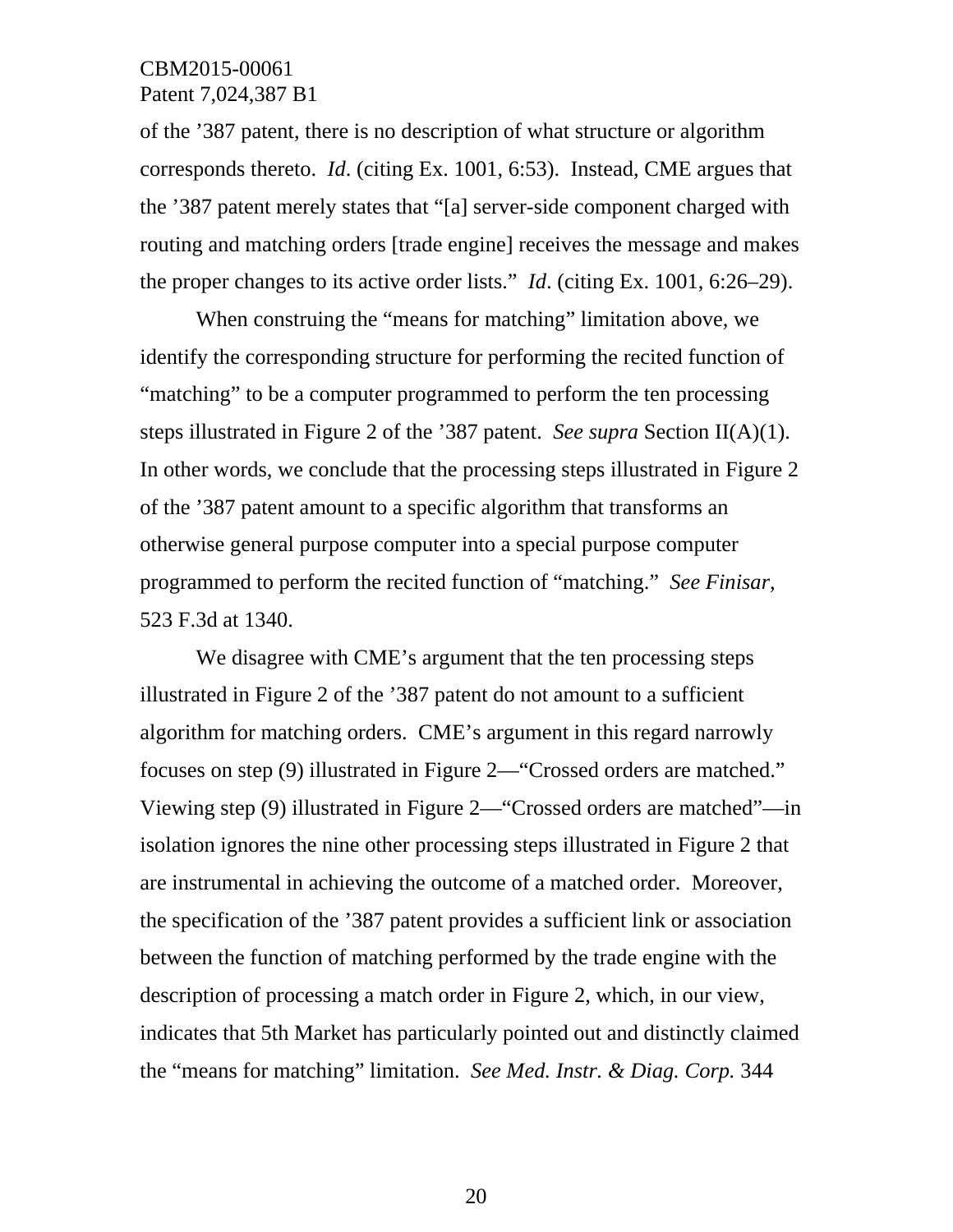of the ’387 patent, there is no description of what structure or algorithm corresponds thereto. *Id*. (citing Ex. 1001, 6:53). Instead, CME argues that the ’387 patent merely states that “[a] server-side component charged with routing and matching orders [trade engine] receives the message and makes the proper changes to its active order lists.” *Id*. (citing Ex. 1001, 6:26–29).

When construing the “means for matching” limitation above, we identify the corresponding structure for performing the recited function of “matching” to be a computer programmed to perform the ten processing steps illustrated in Figure 2 of the ’387 patent. *See supra* Section II(A)(1). In other words, we conclude that the processing steps illustrated in Figure 2 of the ’387 patent amount to a specific algorithm that transforms an otherwise general purpose computer into a special purpose computer programmed to perform the recited function of “matching.” *See Finisar*, 523 F.3d at 1340.

We disagree with CME’s argument that the ten processing steps illustrated in Figure 2 of the ’387 patent do not amount to a sufficient algorithm for matching orders. CME’s argument in this regard narrowly focuses on step (9) illustrated in Figure 2—“Crossed orders are matched.” Viewing step (9) illustrated in Figure 2—“Crossed orders are matched”—in isolation ignores the nine other processing steps illustrated in Figure 2 that are instrumental in achieving the outcome of a matched order. Moreover, the specification of the ’387 patent provides a sufficient link or association between the function of matching performed by the trade engine with the description of processing a match order in Figure 2, which, in our view, indicates that 5th Market has particularly pointed out and distinctly claimed the “means for matching” limitation. *See Med. Instr. & Diag. Corp.* 344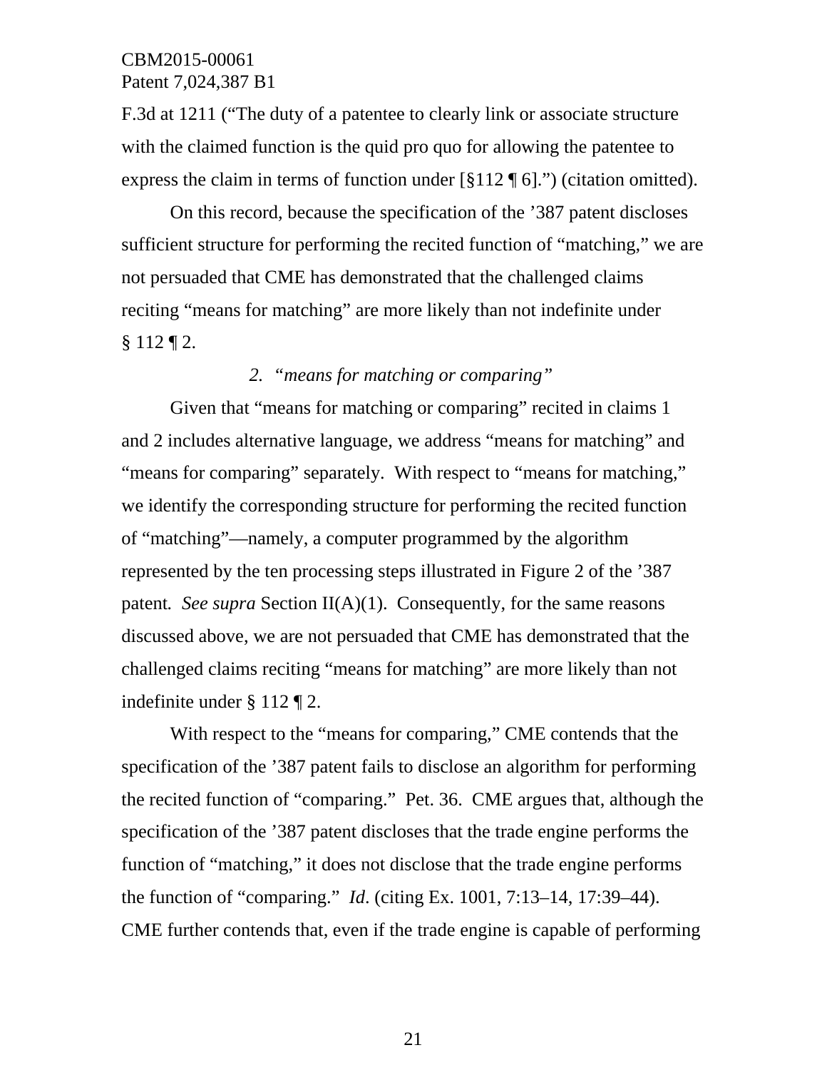F.3d at 1211 ("The duty of a patentee to clearly link or associate structure with the claimed function is the quid pro quo for allowing the patentee to express the claim in terms of function under [§112 ¶ 6].") (citation omitted).

On this record, because the specification of the '387 patent discloses sufficient structure for performing the recited function of "matching," we are not persuaded that CME has demonstrated that the challenged claims reciting "means for matching" are more likely than not indefinite under § 112 ¶ 2.

### 2. *"means for matching or comparing"*

Given that "means for matching or comparing" recited in claims 1 and 2 includes alternative language, we address "means for matching" and "means for comparing" separately. With respect to "means for matching," we identify the corresponding structure for performing the recited function of "matching"—namely, a computer programmed by the algorithm represented by the ten processing steps illustrated in Figure 2 of the '387 patent. *See supra* Section II(A)(1). Consequently, for the same reasons discussed above, we are not persuaded that CME has demonstrated that the challenged claims reciting "means for matching" are more likely than not indefinite under § 112 ¶ 2.

With respect to the "means for comparing," CME contends that the specification of the '387 patent fails to disclose an algorithm for performing the recited function of "comparing." Pet. 36. CME argues that, although the specification of the '387 patent discloses that the trade engine performs the function of "matching," it does not disclose that the trade engine performs the function of "comparing." *Id*. (citing Ex. 1001, 7:13–14, 17:39–44). CME further contends that, even if the trade engine is capable of performing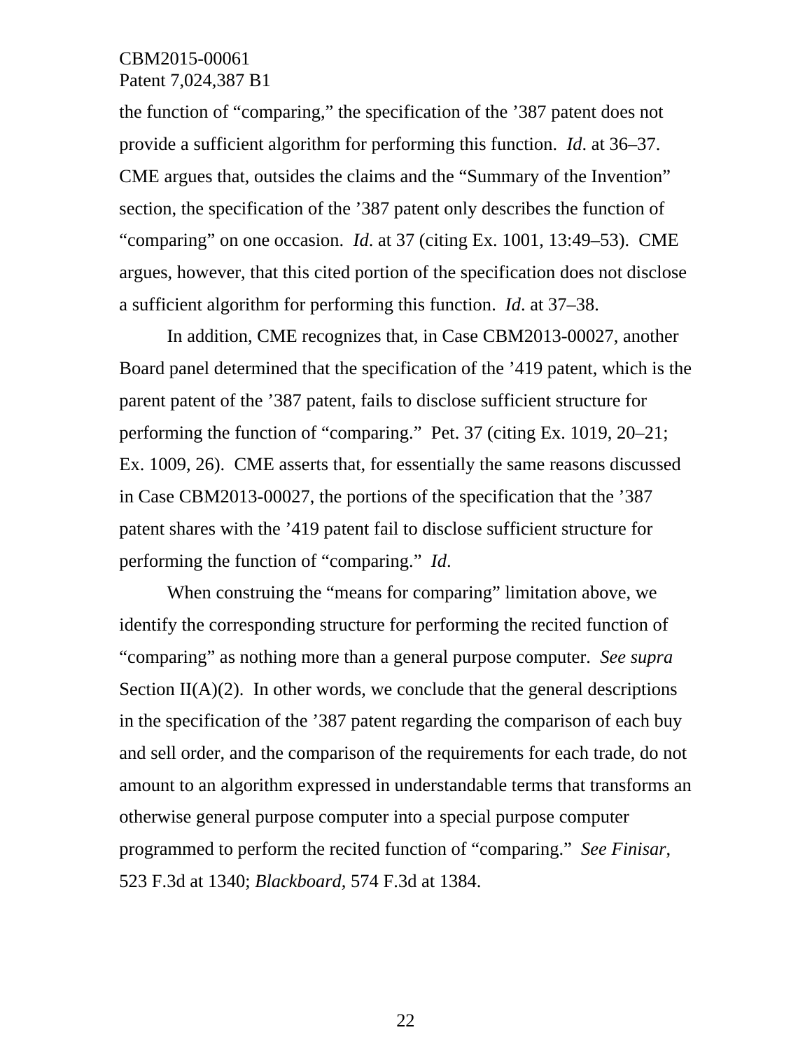the function of "comparing," the specification of the '387 patent does not provide a sufficient algorithm for performing this function. *Id*. at 36–37. CME argues that, outsides the claims and the "Summary of the Invention" section, the specification of the '387 patent only describes the function of "comparing" on one occasion. *Id*. at 37 (citing Ex. 1001, 13:49–53). CME argues, however, that this cited portion of the specification does not disclose a sufficient algorithm for performing this function. *Id*. at 37–38.

In addition, CME recognizes that, in Case CBM2013-00027, another Board panel determined that the specification of the '419 patent, which is the parent patent of the '387 patent, fails to disclose sufficient structure for performing the function of "comparing." Pet. 37 (citing Ex. 1019, 20–21; Ex. 1009, 26). CME asserts that, for essentially the same reasons discussed in Case CBM2013-00027, the portions of the specification that the '387 patent shares with the '419 patent fail to disclose sufficient structure for performing the function of "comparing." *Id*.

When construing the "means for comparing" limitation above, we identify the corresponding structure for performing the recited function of "comparing" as nothing more than a general purpose computer. *See supra* Section II(A)(2). In other words, we conclude that the general descriptions in the specification of the '387 patent regarding the comparison of each buy and sell order, and the comparison of the requirements for each trade, do not amount to an algorithm expressed in understandable terms that transforms an otherwise general purpose computer into a special purpose computer programmed to perform the recited function of "comparing." *See Finisar*, 523 F.3d at 1340; *Blackboard*, 574 F.3d at 1384.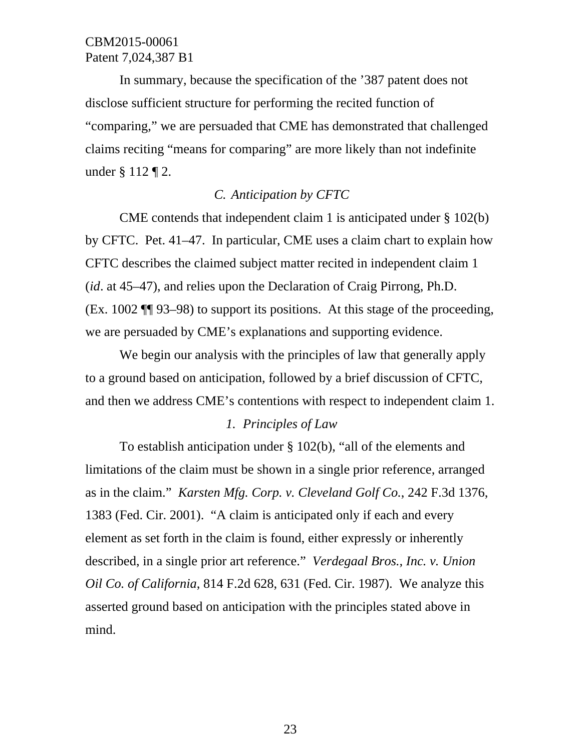In summary, because the specification of the ’387 patent does not disclose sufficient structure for performing the recited function of “comparing,” we are persuaded that CME has demonstrated that challenged claims reciting “means for comparing” are more likely than not indefinite under § 112 ¶ 2.

### *C. Anticipation by CFTC*

CME contends that independent claim 1 is anticipated under § 102(b) by CFTC. Pet. 41–47. In particular, CME uses a claim chart to explain how CFTC describes the claimed subject matter recited in independent claim 1 (*id*. at 45–47), and relies upon the Declaration of Craig Pirrong, Ph.D. (Ex. 1002 ¶¶ 93–98) to support its positions. At this stage of the proceeding, we are persuaded by CME’s explanations and supporting evidence.

We begin our analysis with the principles of law that generally apply to a ground based on anticipation, followed by a brief discussion of CFTC, and then we address CME’s contentions with respect to independent claim 1.

#### *1. Principles of Law*

To establish anticipation under § 102(b), “all of the elements and limitations of the claim must be shown in a single prior reference, arranged as in the claim.” *Karsten Mfg. Corp. v. Cleveland Golf Co.*, 242 F.3d 1376, 1383 (Fed. Cir. 2001). “A claim is anticipated only if each and every element as set forth in the claim is found, either expressly or inherently described, in a single prior art reference.” *Verdegaal Bros., Inc. v. Union Oil Co. of California*, 814 F.2d 628, 631 (Fed. Cir. 1987). We analyze this asserted ground based on anticipation with the principles stated above in mind.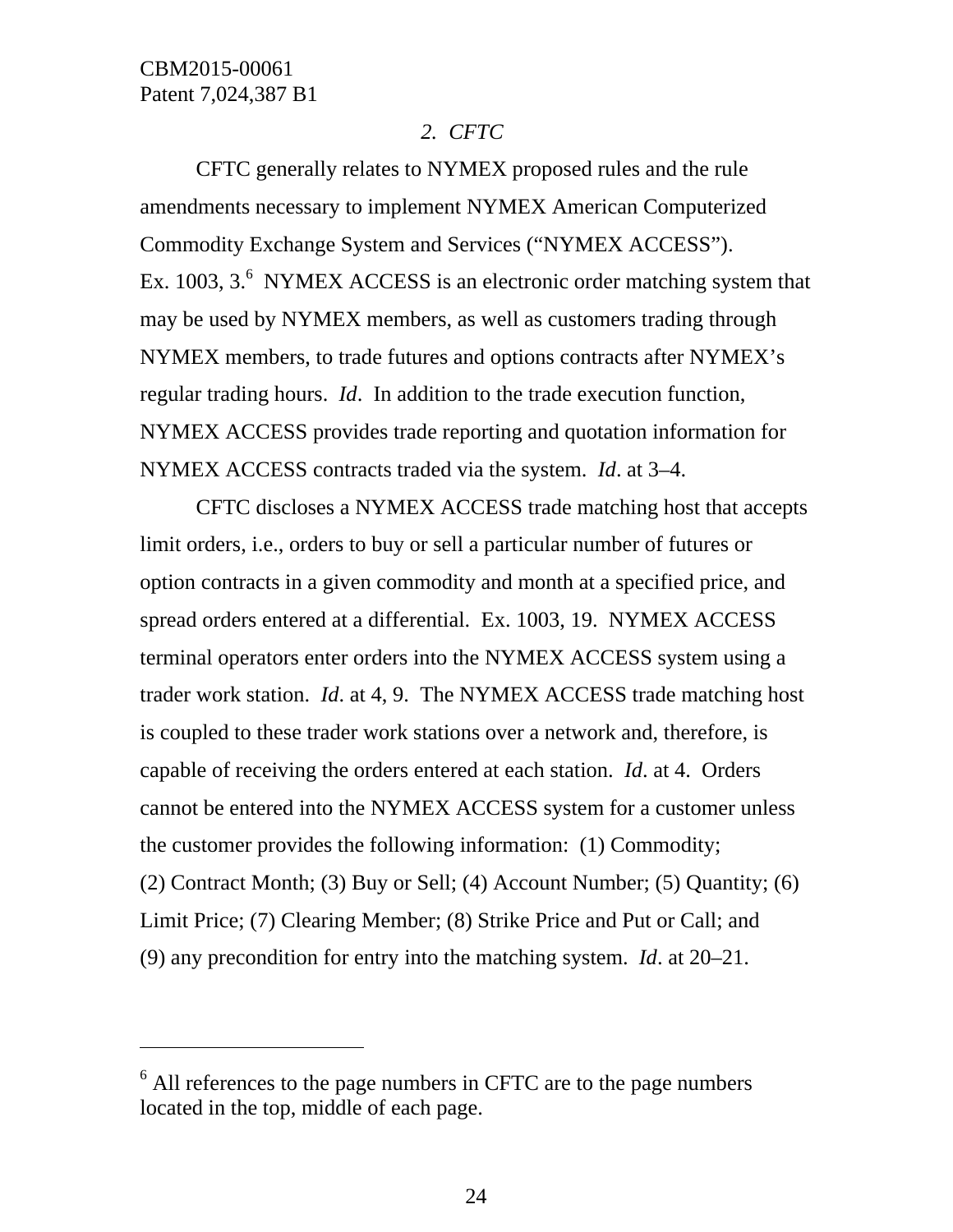*2. CFTC*

CFTC generally relates to NYMEX proposed rules and the rule amendments necessary to implement NYMEX American Computerized Commodity Exchange System and Services ("NYMEX ACCESS"). Ex. 1003, 3.[6] NYMEX ACCESS is an electronic order matching system that may be used by NYMEX members, as well as customers trading through NYMEX members, to trade futures and options contracts after NYMEX's regular trading hours. *Id*. In addition to the trade execution function, NYMEX ACCESS provides trade reporting and quotation information for NYMEX ACCESS contracts traded via the system. *Id*. at 3–4.

CFTC discloses a NYMEX ACCESS trade matching host that accepts limit orders, i.e., orders to buy or sell a particular number of futures or option contracts in a given commodity and month at a specified price, and spread orders entered at a differential. Ex. 1003, 19. NYMEX ACCESS terminal operators enter orders into the NYMEX ACCESS system using a trader work station. *Id*. at 4, 9. The NYMEX ACCESS trade matching host is coupled to these trader work stations over a network and, therefore, is capable of receiving the orders entered at each station. *Id*. at 4. Orders cannot be entered into the NYMEX ACCESS system for a customer unless the customer provides the following information: (1) Commodity; (2) Contract Month; (3) Buy or Sell; (4) Account Number; (5) Quantity; (6) Limit Price; (7) Clearing Member; (8) Strike Price and Put or Call; and (9) any precondition for entry into the matching system. *Id*. at 20–21.

---

[6] All references to the page numbers in CFTC are to the page numbers located in the top, middle of each page.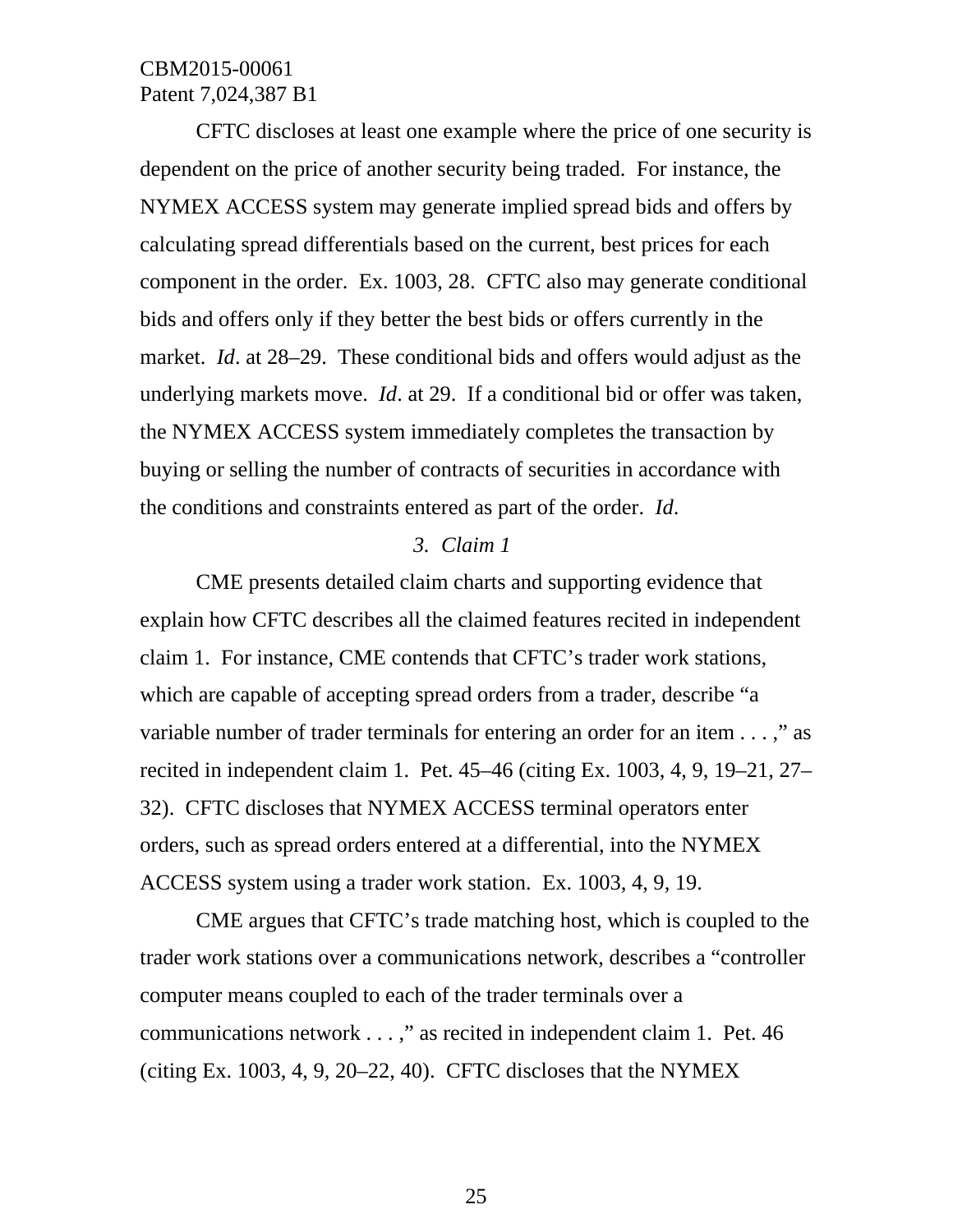CFTC discloses at least one example where the price of one security is dependent on the price of another security being traded. For instance, the NYMEX ACCESS system may generate implied spread bids and offers by calculating spread differentials based on the current, best prices for each component in the order. Ex. 1003, 28. CFTC also may generate conditional bids and offers only if they better the best bids or offers currently in the market. *Id*. at 28–29. These conditional bids and offers would adjust as the underlying markets move. *Id*. at 29. If a conditional bid or offer was taken, the NYMEX ACCESS system immediately completes the transaction by buying or selling the number of contracts of securities in accordance with the conditions and constraints entered as part of the order. *Id*.

### *3. Claim 1*

CME presents detailed claim charts and supporting evidence that explain how CFTC describes all the claimed features recited in independent claim 1. For instance, CME contends that CFTC's trader work stations, which are capable of accepting spread orders from a trader, describe "a variable number of trader terminals for entering an order for an item . . . ," as recited in independent claim 1. Pet. 45–46 (citing Ex. 1003, 4, 9, 19–21, 27–32). CFTC discloses that NYMEX ACCESS terminal operators enter orders, such as spread orders entered at a differential, into the NYMEX ACCESS system using a trader work station. Ex. 1003, 4, 9, 19.

CME argues that CFTC's trade matching host, which is coupled to the trader work stations over a communications network, describes a "controller computer means coupled to each of the trader terminals over a communications network . . . ," as recited in independent claim 1. Pet. 46 (citing Ex. 1003, 4, 9, 20–22, 40). CFTC discloses that the NYMEX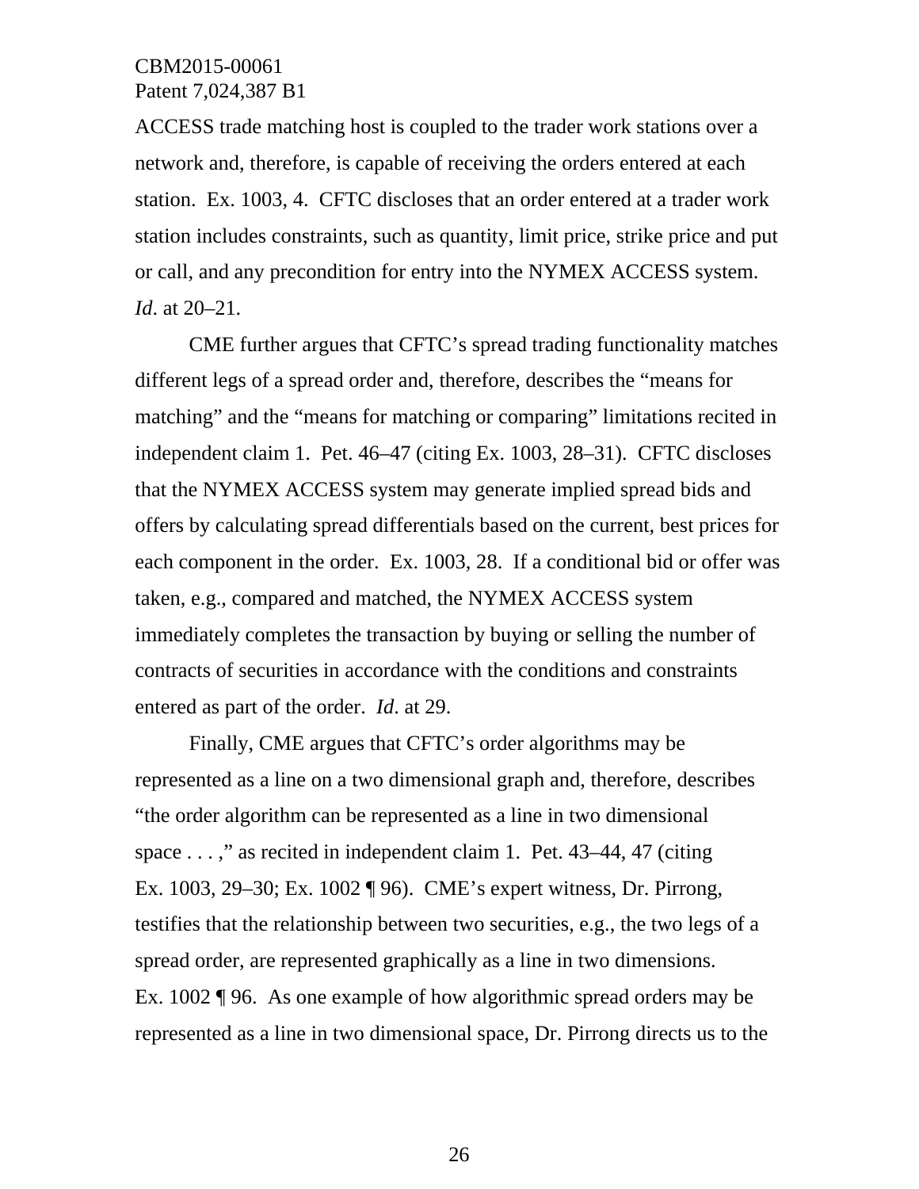ACCESS trade matching host is coupled to the trader work stations over a network and, therefore, is capable of receiving the orders entered at each station. Ex. 1003, 4. CFTC discloses that an order entered at a trader work station includes constraints, such as quantity, limit price, strike price and put or call, and any precondition for entry into the NYMEX ACCESS system. *Id*. at 20–21.

CME further argues that CFTC's spread trading functionality matches different legs of a spread order and, therefore, describes the "means for matching" and the "means for matching or comparing" limitations recited in independent claim 1. Pet. 46–47 (citing Ex. 1003, 28–31). CFTC discloses that the NYMEX ACCESS system may generate implied spread bids and offers by calculating spread differentials based on the current, best prices for each component in the order. Ex. 1003, 28. If a conditional bid or offer was taken, e.g., compared and matched, the NYMEX ACCESS system immediately completes the transaction by buying or selling the number of contracts of securities in accordance with the conditions and constraints entered as part of the order. *Id*. at 29.

Finally, CME argues that CFTC's order algorithms may be represented as a line on a two dimensional graph and, therefore, describes "the order algorithm can be represented as a line in two dimensional space . . . ," as recited in independent claim 1. Pet. 43–44, 47 (citing Ex. 1003, 29–30; Ex. 1002 ¶ 96). CME's expert witness, Dr. Pirrong, testifies that the relationship between two securities, e.g., the two legs of a spread order, are represented graphically as a line in two dimensions. Ex. 1002 ¶ 96. As one example of how algorithmic spread orders may be represented as a line in two dimensional space, Dr. Pirrong directs us to the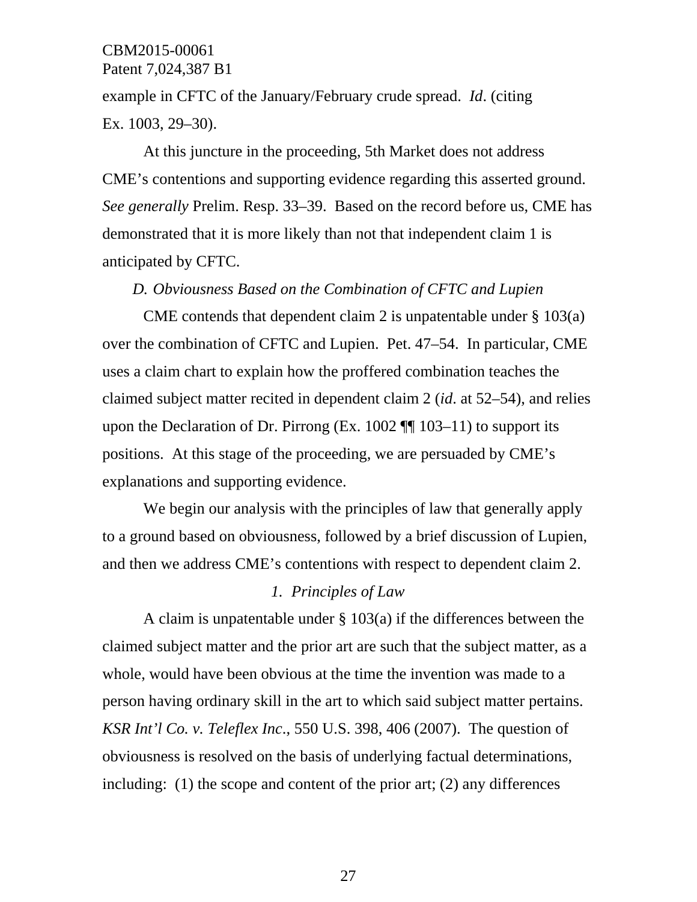example in CFTC of the January/February crude spread. *Id*. (citing Ex. 1003, 29–30).

At this juncture in the proceeding, 5th Market does not address CME's contentions and supporting evidence regarding this asserted ground. *See generally* Prelim. Resp. 33–39. Based on the record before us, CME has demonstrated that it is more likely than not that independent claim 1 is anticipated by CFTC.

### *D. Obviousness Based on the Combination of CFTC and Lupien*

CME contends that dependent claim 2 is unpatentable under § 103(a) over the combination of CFTC and Lupien. Pet. 47–54. In particular, CME uses a claim chart to explain how the proffered combination teaches the claimed subject matter recited in dependent claim 2 (*id*. at 52–54), and relies upon the Declaration of Dr. Pirrong (Ex. 1002 ¶¶ 103–11) to support its positions. At this stage of the proceeding, we are persuaded by CME's explanations and supporting evidence.

We begin our analysis with the principles of law that generally apply to a ground based on obviousness, followed by a brief discussion of Lupien, and then we address CME's contentions with respect to dependent claim 2.

#### *1. Principles of Law*

A claim is unpatentable under § 103(a) if the differences between the claimed subject matter and the prior art are such that the subject matter, as a whole, would have been obvious at the time the invention was made to a person having ordinary skill in the art to which said subject matter pertains. *KSR Int'l Co. v. Teleflex Inc*., 550 U.S. 398, 406 (2007). The question of obviousness is resolved on the basis of underlying factual determinations, including: (1) the scope and content of the prior art; (2) any differences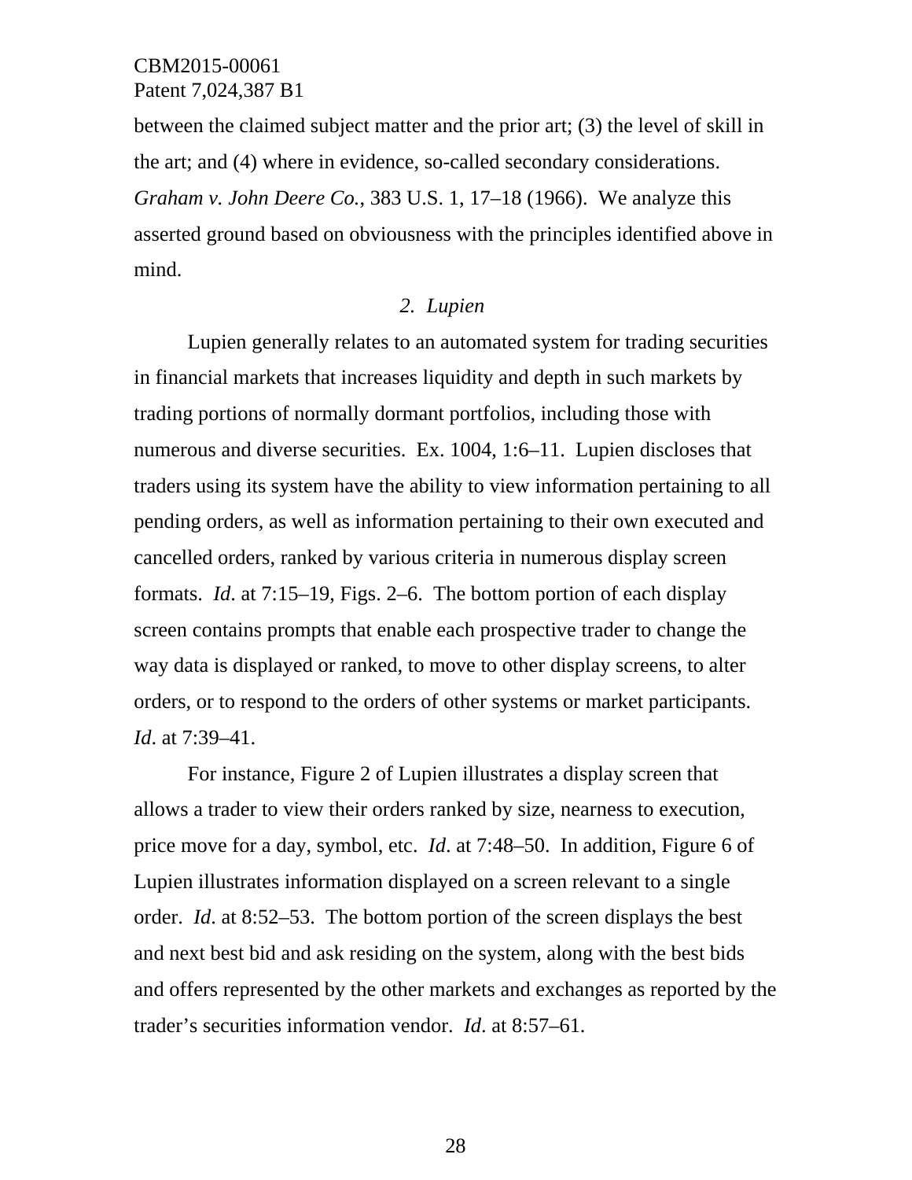between the claimed subject matter and the prior art; (3) the level of skill in the art; and (4) where in evidence, so-called secondary considerations. *Graham v. John Deere Co.*, 383 U.S. 1, 17–18 (1966). We analyze this asserted ground based on obviousness with the principles identified above in mind.

### *2. Lupien*

Lupien generally relates to an automated system for trading securities in financial markets that increases liquidity and depth in such markets by trading portions of normally dormant portfolios, including those with numerous and diverse securities. Ex. 1004, 1:6–11. Lupien discloses that traders using its system have the ability to view information pertaining to all pending orders, as well as information pertaining to their own executed and cancelled orders, ranked by various criteria in numerous display screen formats. *Id*. at 7:15–19, Figs. 2–6. The bottom portion of each display screen contains prompts that enable each prospective trader to change the way data is displayed or ranked, to move to other display screens, to alter orders, or to respond to the orders of other systems or market participants. *Id*. at 7:39–41.

For instance, Figure 2 of Lupien illustrates a display screen that allows a trader to view their orders ranked by size, nearness to execution, price move for a day, symbol, etc. *Id*. at 7:48–50. In addition, Figure 6 of Lupien illustrates information displayed on a screen relevant to a single order. *Id*. at 8:52–53. The bottom portion of the screen displays the best and next best bid and ask residing on the system, along with the best bids and offers represented by the other markets and exchanges as reported by the trader's securities information vendor. *Id*. at 8:57–61.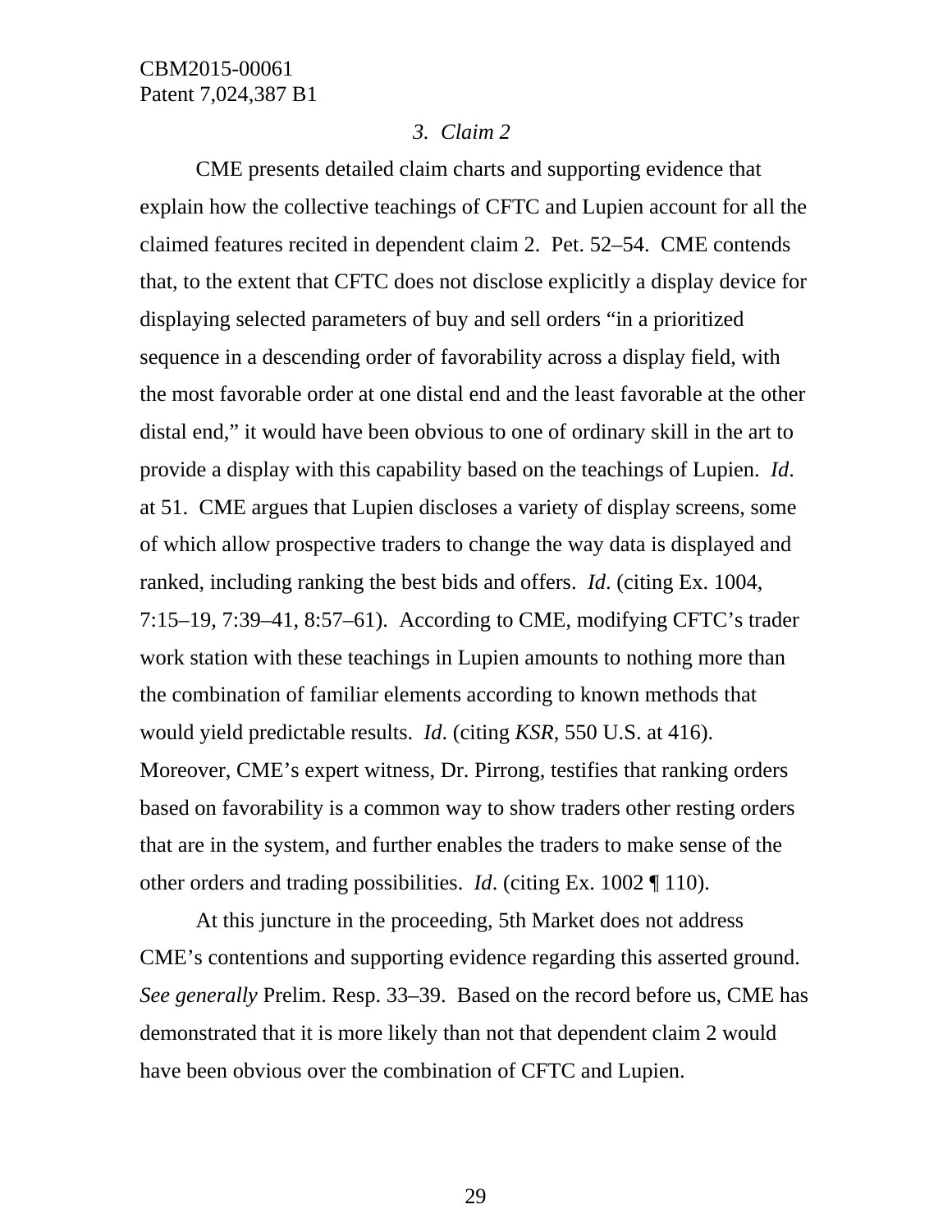### *3. Claim 2*

CME presents detailed claim charts and supporting evidence that explain how the collective teachings of CFTC and Lupien account for all the claimed features recited in dependent claim 2. Pet. 52–54. CME contends that, to the extent that CFTC does not disclose explicitly a display device for displaying selected parameters of buy and sell orders "in a prioritized sequence in a descending order of favorability across a display field, with the most favorable order at one distal end and the least favorable at the other distal end," it would have been obvious to one of ordinary skill in the art to provide a display with this capability based on the teachings of Lupien. *Id*. at 51. CME argues that Lupien discloses a variety of display screens, some of which allow prospective traders to change the way data is displayed and ranked, including ranking the best bids and offers. *Id*. (citing Ex. 1004, 7:15–19, 7:39–41, 8:57–61). According to CME, modifying CFTC's trader work station with these teachings in Lupien amounts to nothing more than the combination of familiar elements according to known methods that would yield predictable results. *Id*. (citing *KSR*, 550 U.S. at 416). Moreover, CME's expert witness, Dr. Pirrong, testifies that ranking orders based on favorability is a common way to show traders other resting orders that are in the system, and further enables the traders to make sense of the other orders and trading possibilities. *Id*. (citing Ex. 1002 ¶ 110).

At this juncture in the proceeding, 5th Market does not address CME's contentions and supporting evidence regarding this asserted ground. *See generally* Prelim. Resp. 33–39. Based on the record before us, CME has demonstrated that it is more likely than not that dependent claim 2 would have been obvious over the combination of CFTC and Lupien.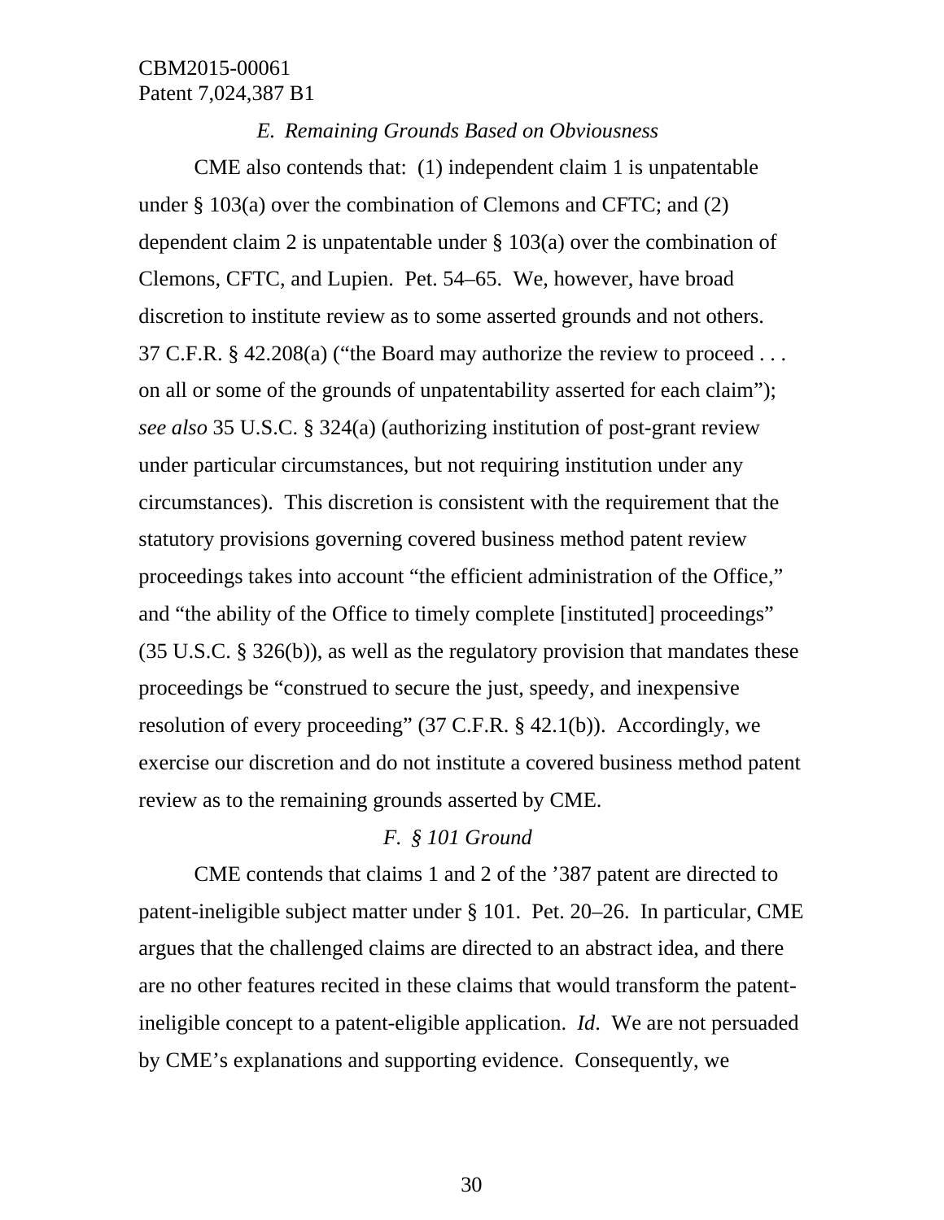### *E. Remaining Grounds Based on Obviousness*

CME also contends that: (1) independent claim 1 is unpatentable under § 103(a) over the combination of Clemons and CFTC; and (2) dependent claim 2 is unpatentable under § 103(a) over the combination of Clemons, CFTC, and Lupien. Pet. 54–65. We, however, have broad discretion to institute review as to some asserted grounds and not others. 37 C.F.R. § 42.208(a) ("the Board may authorize the review to proceed . . . on all or some of the grounds of unpatentability asserted for each claim"); *see also* 35 U.S.C. § 324(a) (authorizing institution of post-grant review under particular circumstances, but not requiring institution under any circumstances). This discretion is consistent with the requirement that the statutory provisions governing covered business method patent review proceedings takes into account "the efficient administration of the Office," and "the ability of the Office to timely complete [instituted] proceedings" (35 U.S.C. § 326(b)), as well as the regulatory provision that mandates these proceedings be "construed to secure the just, speedy, and inexpensive resolution of every proceeding" (37 C.F.R. § 42.1(b)). Accordingly, we exercise our discretion and do not institute a covered business method patent review as to the remaining grounds asserted by CME.

### *F. § 101 Ground*

CME contends that claims 1 and 2 of the '387 patent are directed to patent-ineligible subject matter under § 101. Pet. 20–26. In particular, CME argues that the challenged claims are directed to an abstract idea, and there are no other features recited in these claims that would transform the patent-ineligible concept to a patent-eligible application. *Id.* We are not persuaded by CME's explanations and supporting evidence. Consequently, we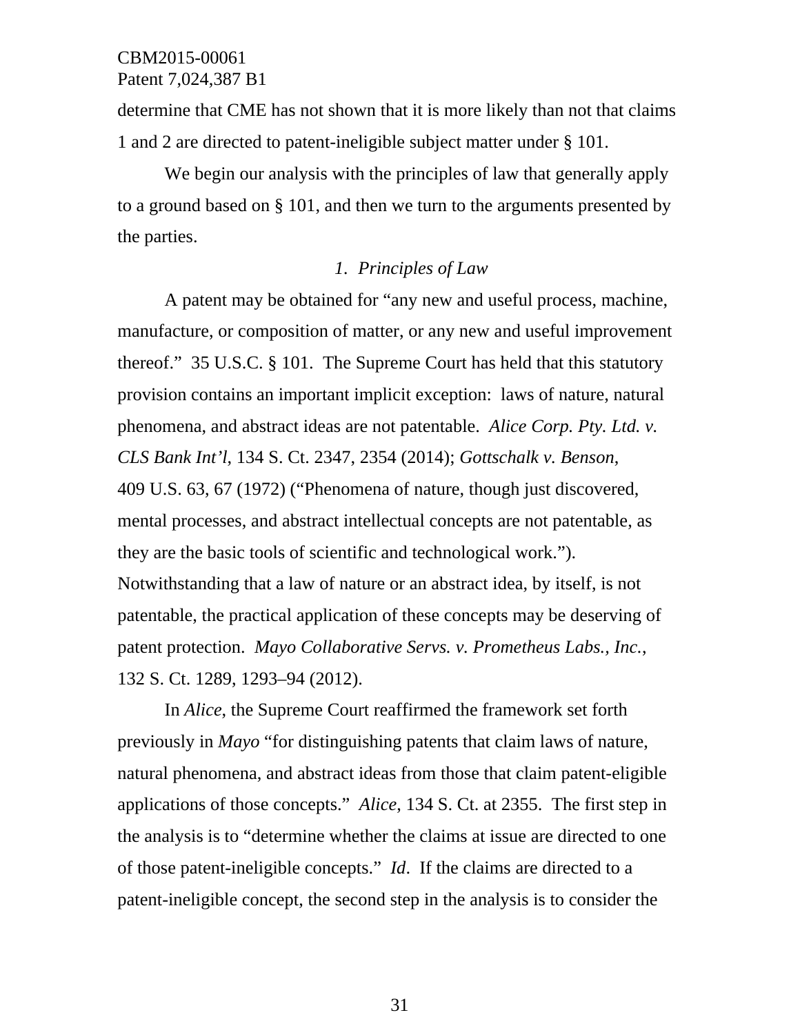determine that CME has not shown that it is more likely than not that claims 1 and 2 are directed to patent-ineligible subject matter under § 101.

We begin our analysis with the principles of law that generally apply to a ground based on § 101, and then we turn to the arguments presented by the parties.

*1. Principles of Law*

A patent may be obtained for "any new and useful process, machine, manufacture, or composition of matter, or any new and useful improvement thereof." 35 U.S.C. § 101. The Supreme Court has held that this statutory provision contains an important implicit exception: laws of nature, natural phenomena, and abstract ideas are not patentable. *Alice Corp. Pty. Ltd. v. CLS Bank Int'l*, 134 S. Ct. 2347, 2354 (2014); *Gottschalk v. Benson*, 409 U.S. 63, 67 (1972) ("Phenomena of nature, though just discovered, mental processes, and abstract intellectual concepts are not patentable, as they are the basic tools of scientific and technological work."). Notwithstanding that a law of nature or an abstract idea, by itself, is not patentable, the practical application of these concepts may be deserving of patent protection. *Mayo Collaborative Servs. v. Prometheus Labs., Inc.*, 132 S. Ct. 1289, 1293–94 (2012).

In *Alice*, the Supreme Court reaffirmed the framework set forth previously in *Mayo* "for distinguishing patents that claim laws of nature, natural phenomena, and abstract ideas from those that claim patent-eligible applications of those concepts." *Alice*, 134 S. Ct. at 2355. The first step in the analysis is to "determine whether the claims at issue are directed to one of those patent-ineligible concepts." *Id*. If the claims are directed to a patent-ineligible concept, the second step in the analysis is to consider the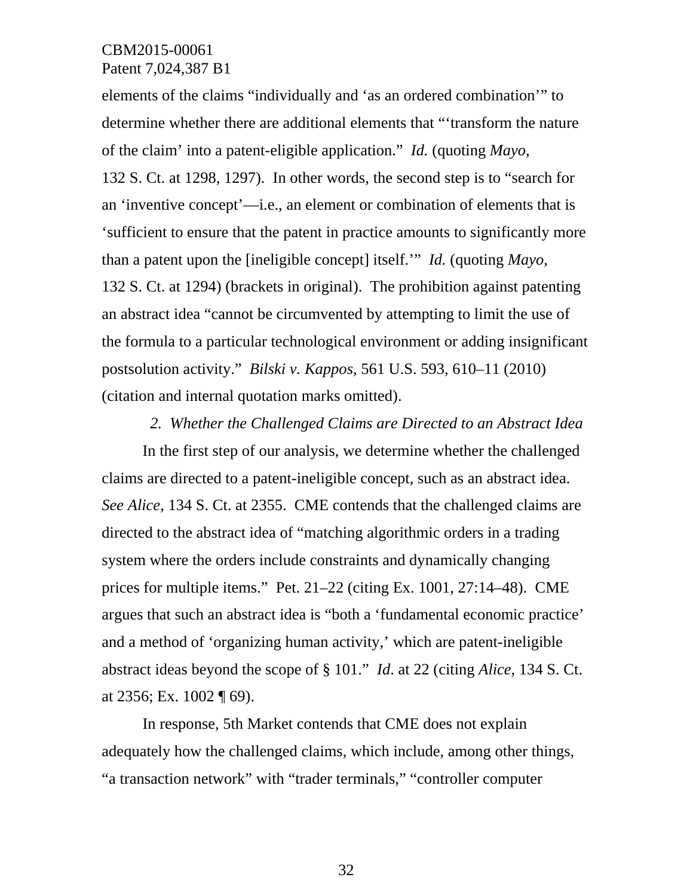elements of the claims "individually and 'as an ordered combination'" to determine whether there are additional elements that "'transform the nature of the claim' into a patent-eligible application." *Id.* (quoting *Mayo*, 132 S. Ct. at 1298, 1297). In other words, the second step is to "search for an 'inventive concept'—i.e., an element or combination of elements that is 'sufficient to ensure that the patent in practice amounts to significantly more than a patent upon the [ineligible concept] itself.'" *Id.* (quoting *Mayo*, 132 S. Ct. at 1294) (brackets in original). The prohibition against patenting an abstract idea "cannot be circumvented by attempting to limit the use of the formula to a particular technological environment or adding insignificant postsolution activity." *Bilski v. Kappos*, 561 U.S. 593, 610–11 (2010) (citation and internal quotation marks omitted).

*2. Whether the Challenged Claims are Directed to an Abstract Idea*

In the first step of our analysis, we determine whether the challenged claims are directed to a patent-ineligible concept, such as an abstract idea. *See Alice*, 134 S. Ct. at 2355. CME contends that the challenged claims are directed to the abstract idea of "matching algorithmic orders in a trading system where the orders include constraints and dynamically changing prices for multiple items." Pet. 21–22 (citing Ex. 1001, 27:14–48). CME argues that such an abstract idea is "both a 'fundamental economic practice' and a method of 'organizing human activity,' which are patent-ineligible abstract ideas beyond the scope of § 101." *Id.* at 22 (citing *Alice*, 134 S. Ct. at 2356; Ex. 1002 ¶ 69).

In response, 5th Market contends that CME does not explain adequately how the challenged claims, which include, among other things, "a transaction network" with "trader terminals," "controller computer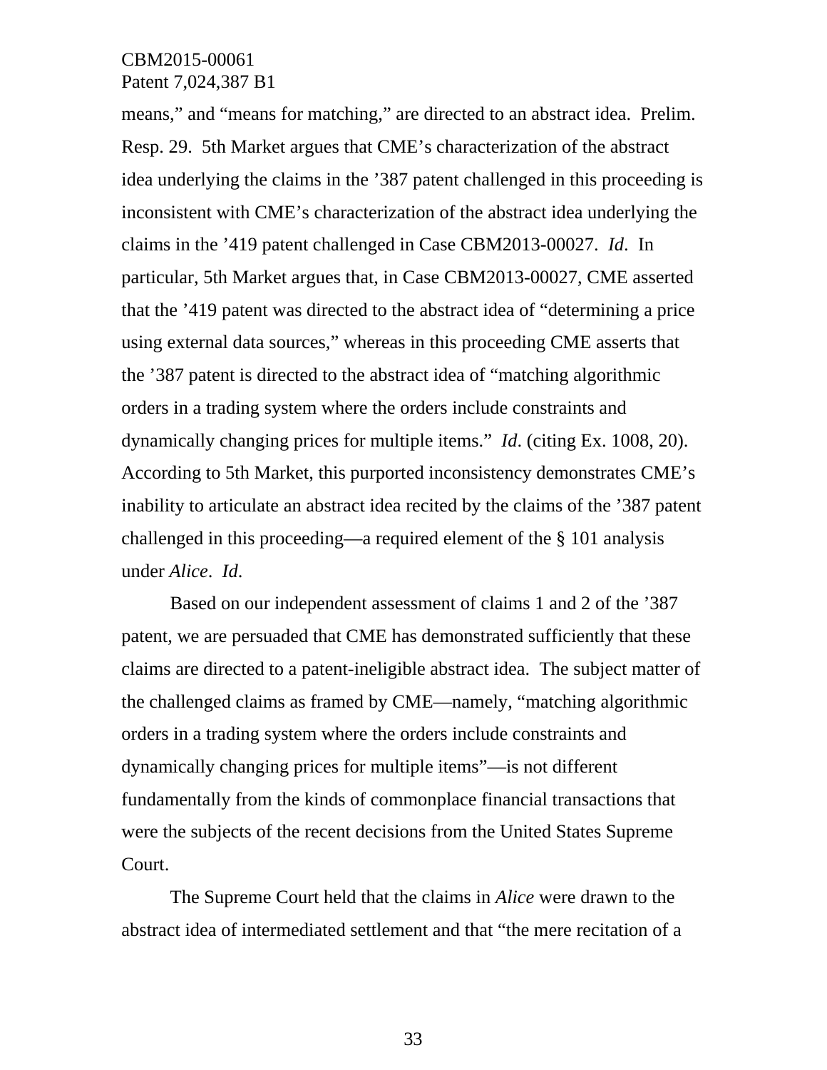means," and "means for matching," are directed to an abstract idea. Prelim. Resp. 29. 5th Market argues that CME's characterization of the abstract idea underlying the claims in the '387 patent challenged in this proceeding is inconsistent with CME's characterization of the abstract idea underlying the claims in the '419 patent challenged in Case CBM2013-00027. *Id*. In particular, 5th Market argues that, in Case CBM2013-00027, CME asserted that the '419 patent was directed to the abstract idea of "determining a price using external data sources," whereas in this proceeding CME asserts that the '387 patent is directed to the abstract idea of "matching algorithmic orders in a trading system where the orders include constraints and dynamically changing prices for multiple items." *Id*. (citing Ex. 1008, 20). According to 5th Market, this purported inconsistency demonstrates CME's inability to articulate an abstract idea recited by the claims of the '387 patent challenged in this proceeding—a required element of the § 101 analysis under *Alice*. *Id*.

Based on our independent assessment of claims 1 and 2 of the '387 patent, we are persuaded that CME has demonstrated sufficiently that these claims are directed to a patent-ineligible abstract idea. The subject matter of the challenged claims as framed by CME—namely, "matching algorithmic orders in a trading system where the orders include constraints and dynamically changing prices for multiple items"—is not different fundamentally from the kinds of commonplace financial transactions that were the subjects of the recent decisions from the United States Supreme Court.

The Supreme Court held that the claims in *Alice* were drawn to the abstract idea of intermediated settlement and that "the mere recitation of a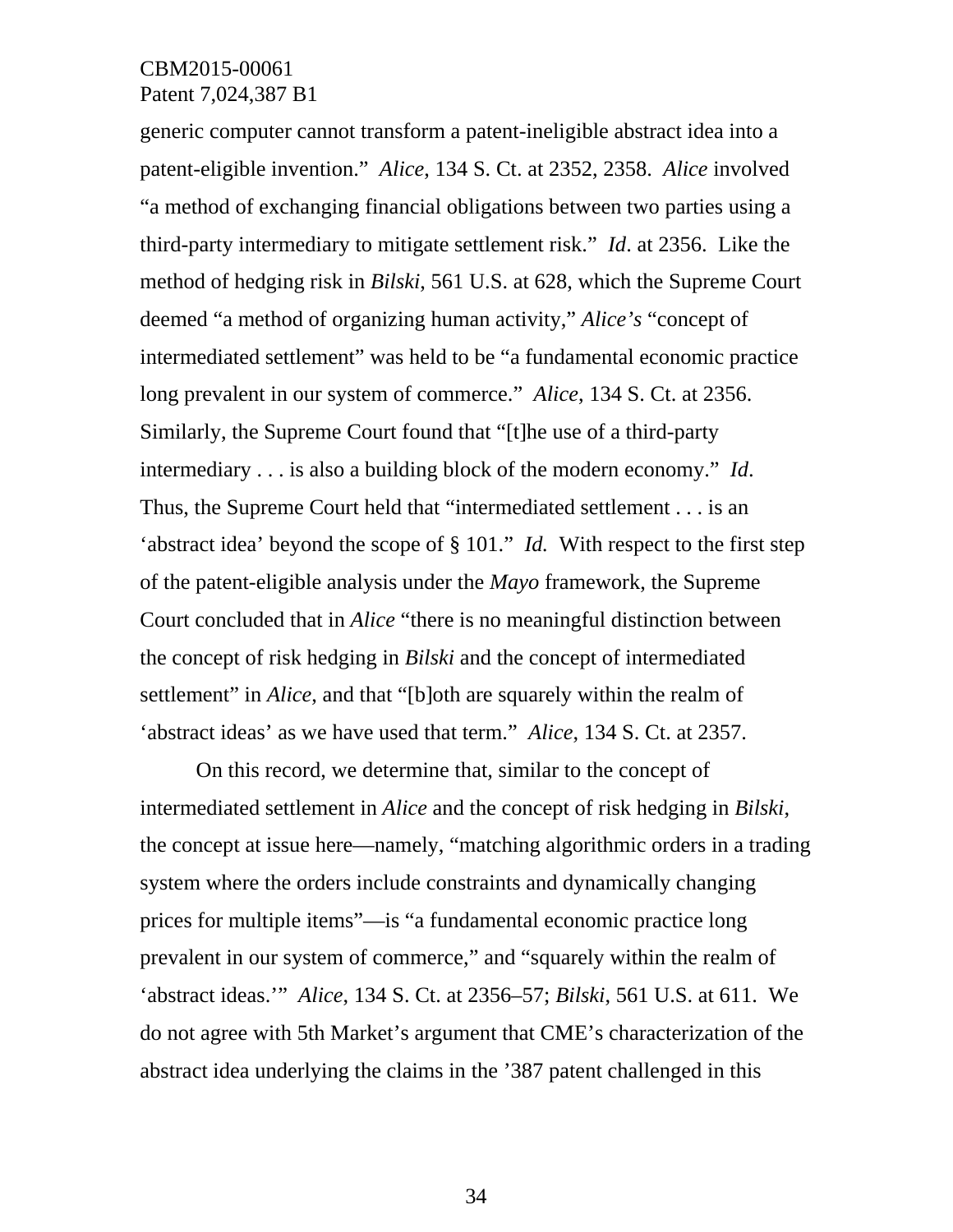generic computer cannot transform a patent-ineligible abstract idea into a patent-eligible invention." *Alice*, 134 S. Ct. at 2352, 2358. *Alice* involved "a method of exchanging financial obligations between two parties using a third-party intermediary to mitigate settlement risk." *Id*. at 2356. Like the method of hedging risk in *Bilski*, 561 U.S. at 628, which the Supreme Court deemed "a method of organizing human activity," *Alice's* "concept of intermediated settlement" was held to be "a fundamental economic practice long prevalent in our system of commerce." *Alice*, 134 S. Ct. at 2356. Similarly, the Supreme Court found that "[t]he use of a third-party intermediary . . . is also a building block of the modern economy." *Id*. Thus, the Supreme Court held that "intermediated settlement . . . is an 'abstract idea' beyond the scope of § 101." *Id.* With respect to the first step of the patent-eligible analysis under the *Mayo* framework, the Supreme Court concluded that in *Alice* "there is no meaningful distinction between the concept of risk hedging in *Bilski* and the concept of intermediated settlement" in *Alice*, and that "[b]oth are squarely within the realm of 'abstract ideas' as we have used that term." *Alice*, 134 S. Ct. at 2357.

On this record, we determine that, similar to the concept of intermediated settlement in *Alice* and the concept of risk hedging in *Bilski*, the concept at issue here—namely, "matching algorithmic orders in a trading system where the orders include constraints and dynamically changing prices for multiple items"—is "a fundamental economic practice long prevalent in our system of commerce," and "squarely within the realm of 'abstract ideas.'" *Alice*, 134 S. Ct. at 2356–57; *Bilski*, 561 U.S. at 611. We do not agree with 5th Market's argument that CME's characterization of the abstract idea underlying the claims in the '387 patent challenged in this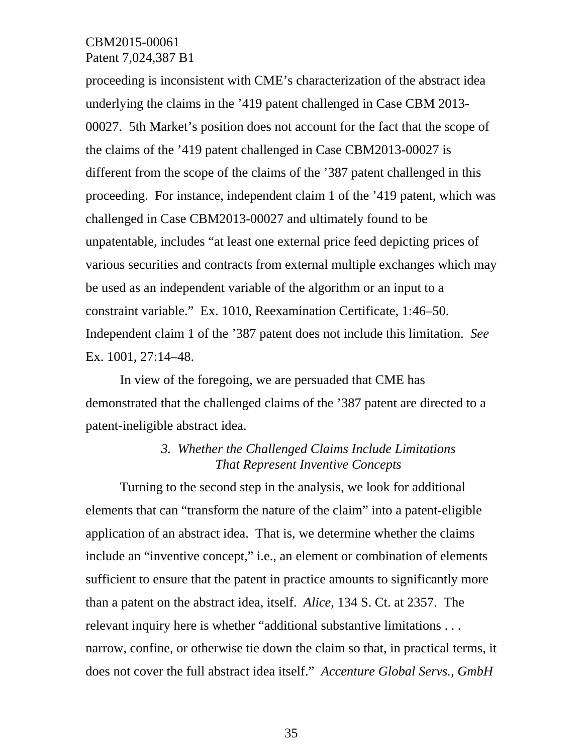proceeding is inconsistent with CME's characterization of the abstract idea underlying the claims in the '419 patent challenged in Case CBM 2013-00027. 5th Market's position does not account for the fact that the scope of the claims of the '419 patent challenged in Case CBM2013-00027 is different from the scope of the claims of the '387 patent challenged in this proceeding. For instance, independent claim 1 of the '419 patent, which was challenged in Case CBM2013-00027 and ultimately found to be unpatentable, includes "at least one external price feed depicting prices of various securities and contracts from external multiple exchanges which may be used as an independent variable of the algorithm or an input to a constraint variable." Ex. 1010, Reexamination Certificate, 1:46–50. Independent claim 1 of the '387 patent does not include this limitation. *See* Ex. 1001, 27:14–48.

In view of the foregoing, we are persuaded that CME has demonstrated that the challenged claims of the '387 patent are directed to a patent-ineligible abstract idea.

### *3. Whether the Challenged Claims Include Limitations That Represent Inventive Concepts*

Turning to the second step in the analysis, we look for additional elements that can "transform the nature of the claim" into a patent-eligible application of an abstract idea. That is, we determine whether the claims include an "inventive concept," i.e., an element or combination of elements sufficient to ensure that the patent in practice amounts to significantly more than a patent on the abstract idea, itself. *Alice*, 134 S. Ct. at 2357. The relevant inquiry here is whether "additional substantive limitations . . . narrow, confine, or otherwise tie down the claim so that, in practical terms, it does not cover the full abstract idea itself." *Accenture Global Servs., GmbH*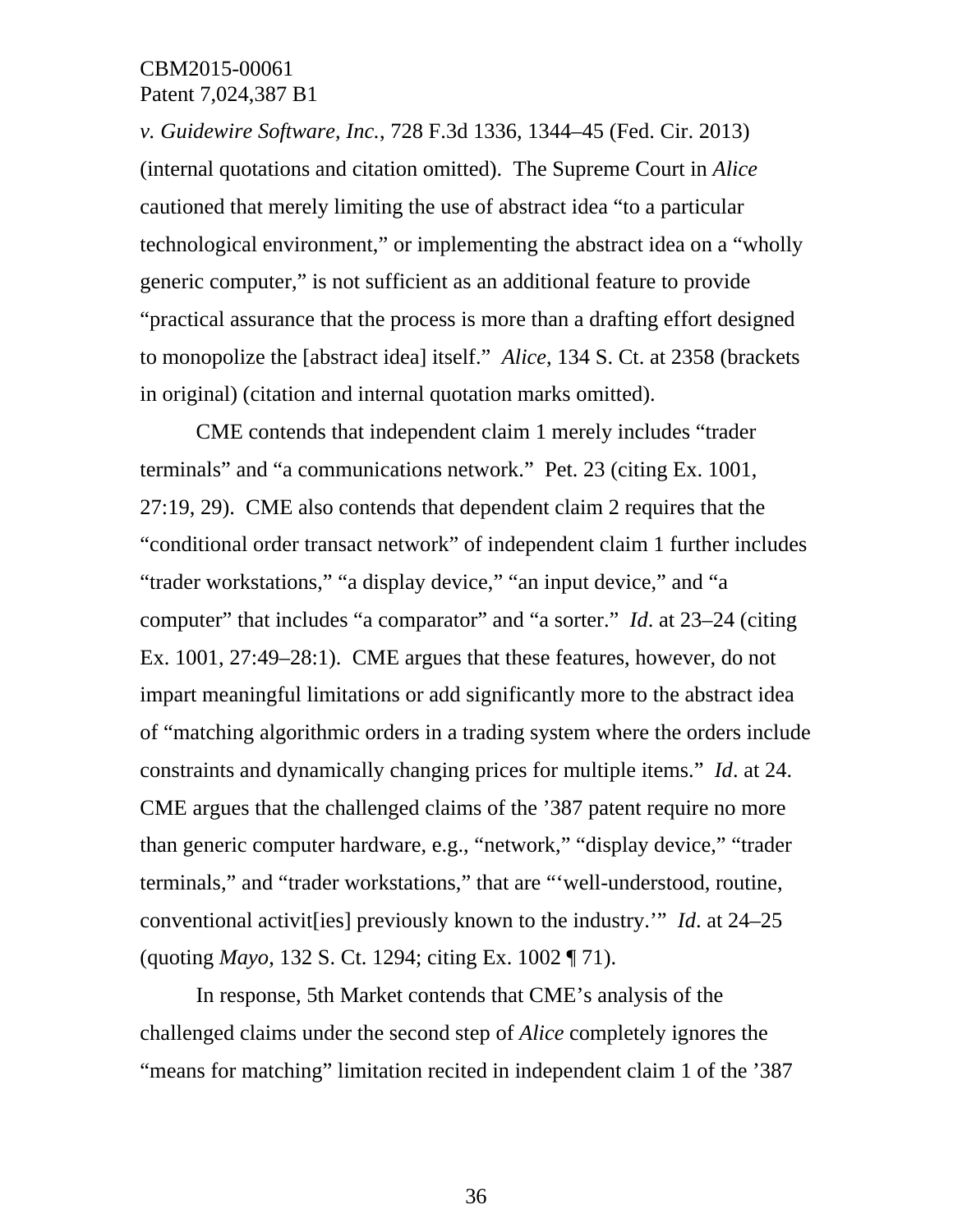*v. Guidewire Software, Inc.*, 728 F.3d 1336, 1344–45 (Fed. Cir. 2013) (internal quotations and citation omitted). The Supreme Court in *Alice* cautioned that merely limiting the use of abstract idea "to a particular technological environment," or implementing the abstract idea on a "wholly generic computer," is not sufficient as an additional feature to provide "practical assurance that the process is more than a drafting effort designed to monopolize the [abstract idea] itself." *Alice*, 134 S. Ct. at 2358 (brackets in original) (citation and internal quotation marks omitted).

CME contends that independent claim 1 merely includes "trader terminals" and "a communications network." Pet. 23 (citing Ex. 1001, 27:19, 29). CME also contends that dependent claim 2 requires that the "conditional order transact network" of independent claim 1 further includes "trader workstations," "a display device," "an input device," and "a computer" that includes "a comparator" and "a sorter." *Id*. at 23–24 (citing Ex. 1001, 27:49–28:1). CME argues that these features, however, do not impart meaningful limitations or add significantly more to the abstract idea of "matching algorithmic orders in a trading system where the orders include constraints and dynamically changing prices for multiple items." *Id*. at 24. CME argues that the challenged claims of the '387 patent require no more than generic computer hardware, e.g., "network," "display device," "trader terminals," and "trader workstations," that are "'well-understood, routine, conventional activit[ies] previously known to the industry.'" *Id*. at 24–25 (quoting *Mayo*, 132 S. Ct. 1294; citing Ex. 1002 ¶ 71).

In response, 5th Market contends that CME's analysis of the challenged claims under the second step of *Alice* completely ignores the "means for matching" limitation recited in independent claim 1 of the '387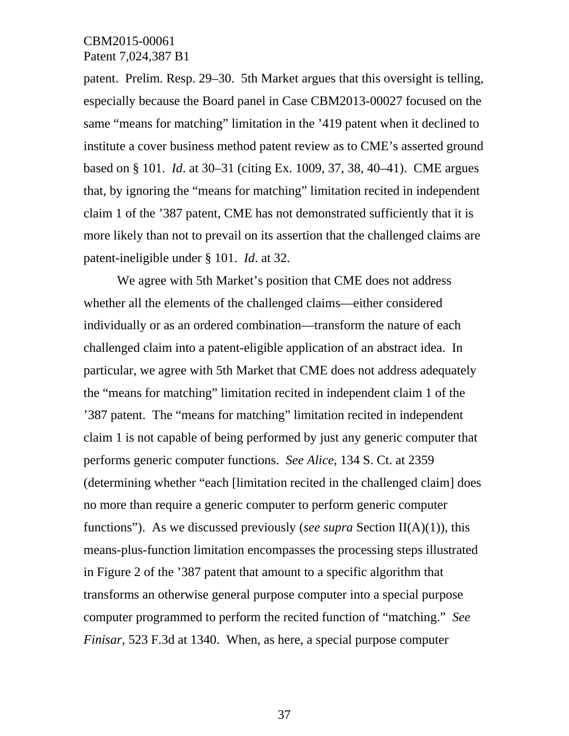patent. Prelim. Resp. 29–30. 5th Market argues that this oversight is telling, especially because the Board panel in Case CBM2013-00027 focused on the same "means for matching" limitation in the '419 patent when it declined to institute a cover business method patent review as to CME's asserted ground based on § 101. *Id*. at 30–31 (citing Ex. 1009, 37, 38, 40–41). CME argues that, by ignoring the "means for matching" limitation recited in independent claim 1 of the '387 patent, CME has not demonstrated sufficiently that it is more likely than not to prevail on its assertion that the challenged claims are patent-ineligible under § 101. *Id*. at 32.

We agree with 5th Market's position that CME does not address whether all the elements of the challenged claims—either considered individually or as an ordered combination—transform the nature of each challenged claim into a patent-eligible application of an abstract idea. In particular, we agree with 5th Market that CME does not address adequately the "means for matching" limitation recited in independent claim 1 of the '387 patent. The "means for matching" limitation recited in independent claim 1 is not capable of being performed by just any generic computer that performs generic computer functions. *See Alice*, 134 S. Ct. at 2359 (determining whether "each [limitation recited in the challenged claim] does no more than require a generic computer to perform generic computer functions"). As we discussed previously (*see supra* Section II(A)(1)), this means-plus-function limitation encompasses the processing steps illustrated in Figure 2 of the '387 patent that amount to a specific algorithm that transforms an otherwise general purpose computer into a special purpose computer programmed to perform the recited function of "matching." *See Finisar*, 523 F.3d at 1340. When, as here, a special purpose computer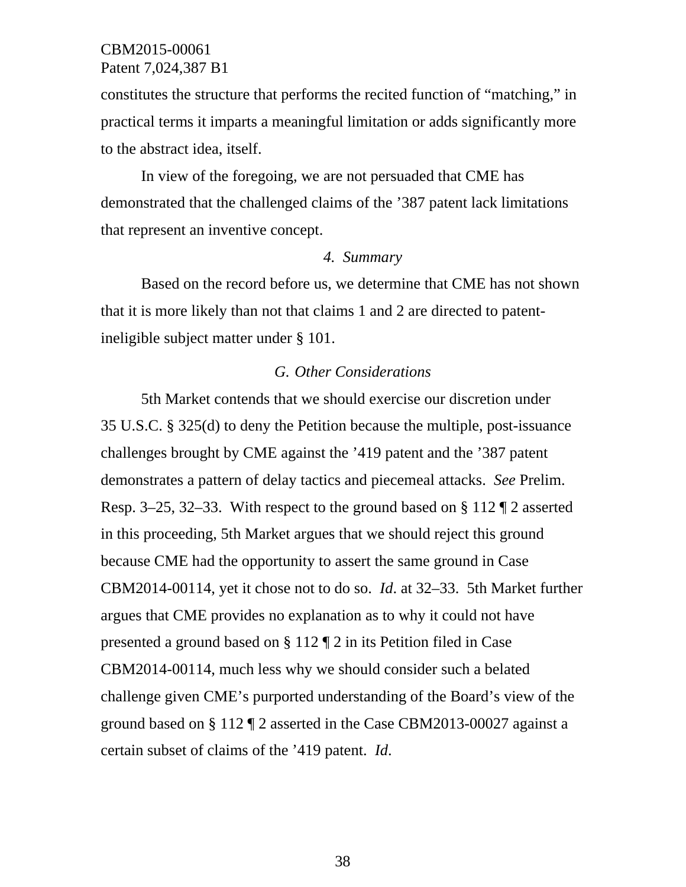constitutes the structure that performs the recited function of "matching," in practical terms it imparts a meaningful limitation or adds significantly more to the abstract idea, itself.

In view of the foregoing, we are not persuaded that CME has demonstrated that the challenged claims of the '387 patent lack limitations that represent an inventive concept.

#### *4. Summary*

Based on the record before us, we determine that CME has not shown that it is more likely than not that claims 1 and 2 are directed to patent-ineligible subject matter under § 101.

### *G. Other Considerations*

5th Market contends that we should exercise our discretion under 35 U.S.C. § 325(d) to deny the Petition because the multiple, post-issuance challenges brought by CME against the '419 patent and the '387 patent demonstrates a pattern of delay tactics and piecemeal attacks. *See* Prelim. Resp. 3–25, 32–33. With respect to the ground based on § 112 ¶ 2 asserted in this proceeding, 5th Market argues that we should reject this ground because CME had the opportunity to assert the same ground in Case CBM2014-00114, yet it chose not to do so. *Id*. at 32–33. 5th Market further argues that CME provides no explanation as to why it could not have presented a ground based on § 112 ¶ 2 in its Petition filed in Case CBM2014-00114, much less why we should consider such a belated challenge given CME's purported understanding of the Board's view of the ground based on § 112 ¶ 2 asserted in the Case CBM2013-00027 against a certain subset of claims of the '419 patent. *Id*.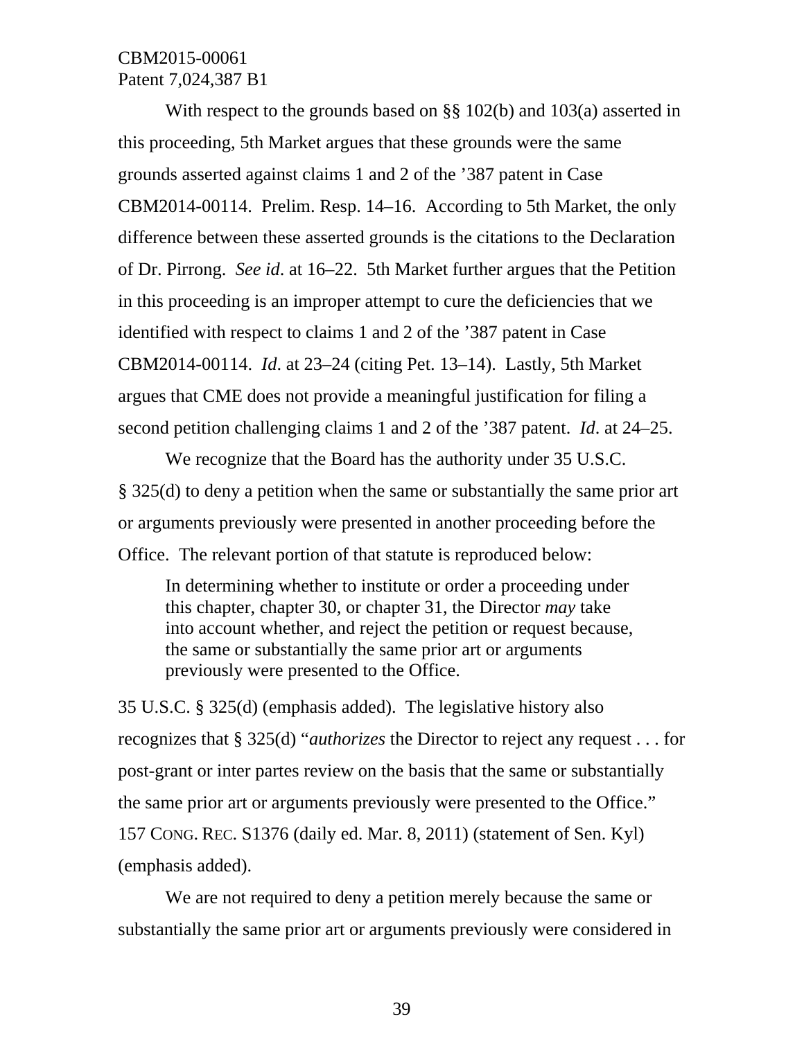With respect to the grounds based on §§ 102(b) and 103(a) asserted in this proceeding, 5th Market argues that these grounds were the same grounds asserted against claims 1 and 2 of the '387 patent in Case CBM2014-00114. Prelim. Resp. 14–16. According to 5th Market, the only difference between these asserted grounds is the citations to the Declaration of Dr. Pirrong. *See id*. at 16–22. 5th Market further argues that the Petition in this proceeding is an improper attempt to cure the deficiencies that we identified with respect to claims 1 and 2 of the '387 patent in Case CBM2014-00114. *Id*. at 23–24 (citing Pet. 13–14). Lastly, 5th Market argues that CME does not provide a meaningful justification for filing a second petition challenging claims 1 and 2 of the '387 patent. *Id*. at 24–25.

We recognize that the Board has the authority under 35 U.S.C. § 325(d) to deny a petition when the same or substantially the same prior art or arguments previously were presented in another proceeding before the Office. The relevant portion of that statute is reproduced below:

> In determining whether to institute or order a proceeding under this chapter, chapter 30, or chapter 31, the Director *may* take into account whether, and reject the petition or request because, the same or substantially the same prior art or arguments previously were presented to the Office.

35 U.S.C. § 325(d) (emphasis added). The legislative history also recognizes that § 325(d) "*authorizes* the Director to reject any request . . . for post-grant or inter partes review on the basis that the same or substantially the same prior art or arguments previously were presented to the Office." 157 CONG. REC. S1376 (daily ed. Mar. 8, 2011) (statement of Sen. Kyl) (emphasis added).

We are not required to deny a petition merely because the same or substantially the same prior art or arguments previously were considered in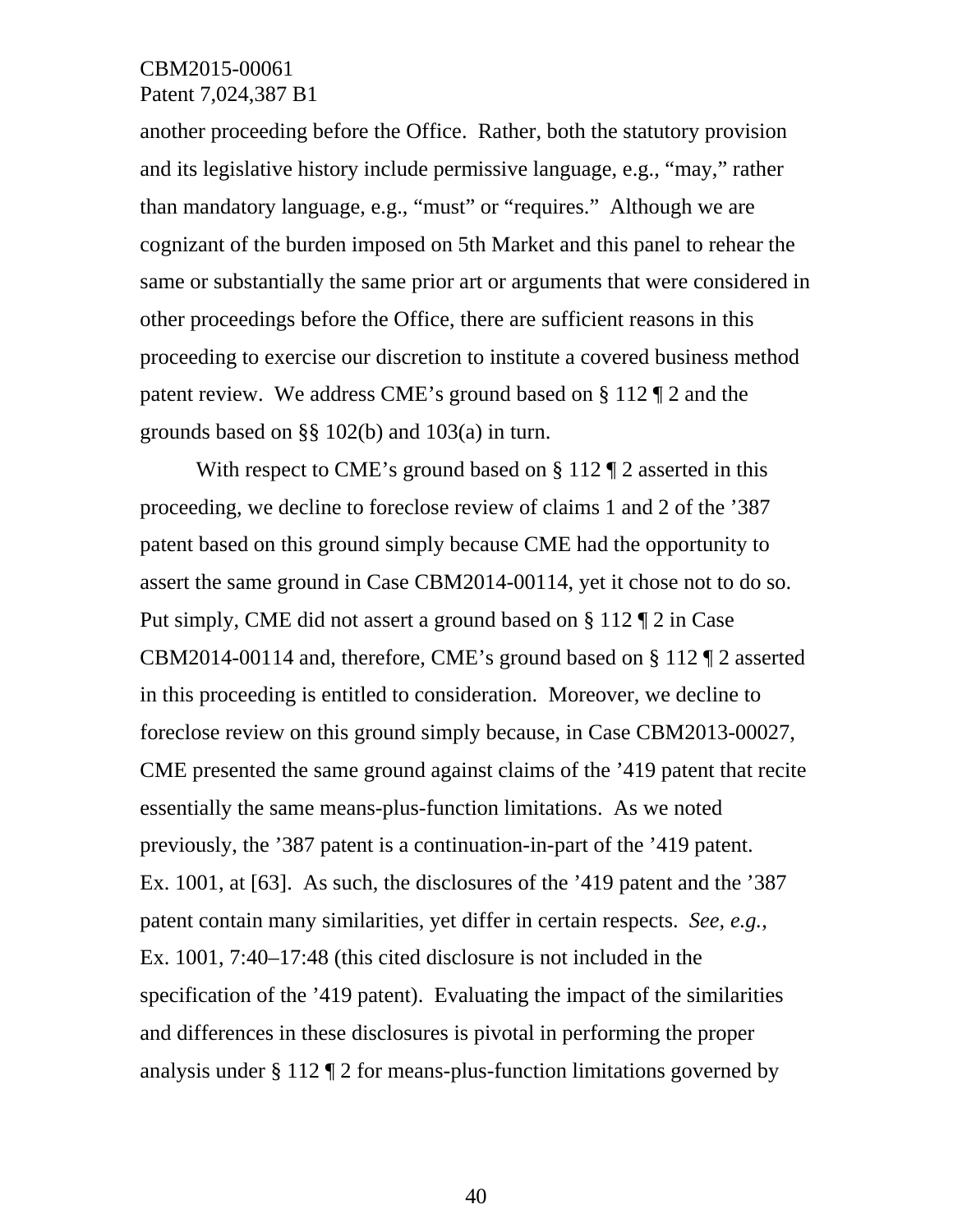another proceeding before the Office. Rather, both the statutory provision and its legislative history include permissive language, e.g., "may," rather than mandatory language, e.g., "must" or "requires." Although we are cognizant of the burden imposed on 5th Market and this panel to rehear the same or substantially the same prior art or arguments that were considered in other proceedings before the Office, there are sufficient reasons in this proceeding to exercise our discretion to institute a covered business method patent review. We address CME's ground based on § 112 ¶ 2 and the grounds based on §§ 102(b) and 103(a) in turn.

With respect to CME's ground based on § 112 ¶ 2 asserted in this proceeding, we decline to foreclose review of claims 1 and 2 of the '387 patent based on this ground simply because CME had the opportunity to assert the same ground in Case CBM2014-00114, yet it chose not to do so. Put simply, CME did not assert a ground based on § 112 ¶ 2 in Case CBM2014-00114 and, therefore, CME's ground based on § 112 ¶ 2 asserted in this proceeding is entitled to consideration. Moreover, we decline to foreclose review on this ground simply because, in Case CBM2013-00027, CME presented the same ground against claims of the '419 patent that recite essentially the same means-plus-function limitations. As we noted previously, the '387 patent is a continuation-in-part of the '419 patent. Ex. 1001, at [63]. As such, the disclosures of the '419 patent and the '387 patent contain many similarities, yet differ in certain respects. *See, e.g.*, Ex. 1001, 7:40–17:48 (this cited disclosure is not included in the specification of the '419 patent). Evaluating the impact of the similarities and differences in these disclosures is pivotal in performing the proper analysis under § 112 ¶ 2 for means-plus-function limitations governed by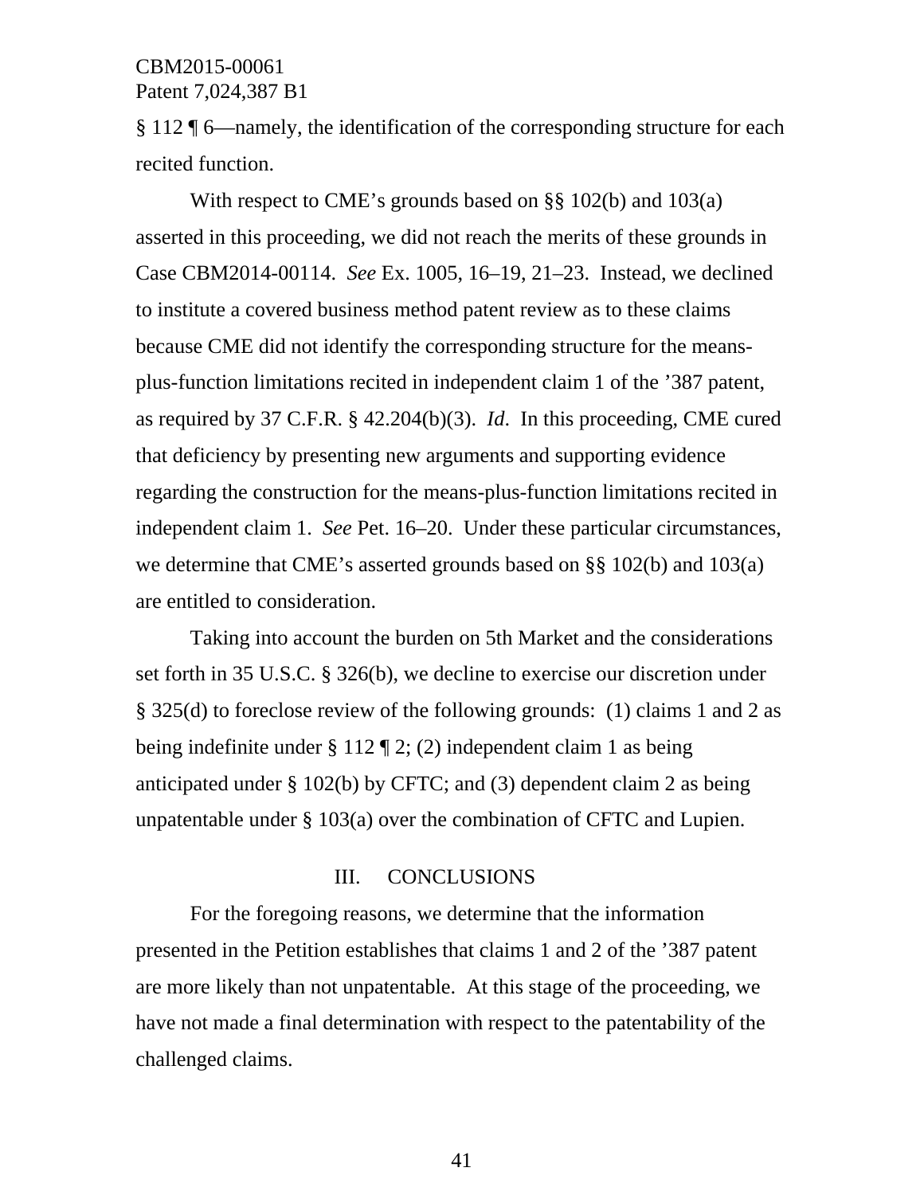§ 112 ¶ 6—namely, the identification of the corresponding structure for each recited function.

With respect to CME's grounds based on §§ 102(b) and 103(a) asserted in this proceeding, we did not reach the merits of these grounds in Case CBM2014-00114. *See* Ex. 1005, 16–19, 21–23. Instead, we declined to institute a covered business method patent review as to these claims because CME did not identify the corresponding structure for the means-plus-function limitations recited in independent claim 1 of the '387 patent, as required by 37 C.F.R. § 42.204(b)(3). *Id*. In this proceeding, CME cured that deficiency by presenting new arguments and supporting evidence regarding the construction for the means-plus-function limitations recited in independent claim 1. *See* Pet. 16–20. Under these particular circumstances, we determine that CME's asserted grounds based on §§ 102(b) and 103(a) are entitled to consideration.

Taking into account the burden on 5th Market and the considerations set forth in 35 U.S.C. § 326(b), we decline to exercise our discretion under § 325(d) to foreclose review of the following grounds: (1) claims 1 and 2 as being indefinite under § 112 ¶ 2; (2) independent claim 1 as being anticipated under § 102(b) by CFTC; and (3) dependent claim 2 as being unpatentable under § 103(a) over the combination of CFTC and Lupien.

## III. CONCLUSIONS

For the foregoing reasons, we determine that the information presented in the Petition establishes that claims 1 and 2 of the '387 patent are more likely than not unpatentable. At this stage of the proceeding, we have not made a final determination with respect to the patentability of the challenged claims.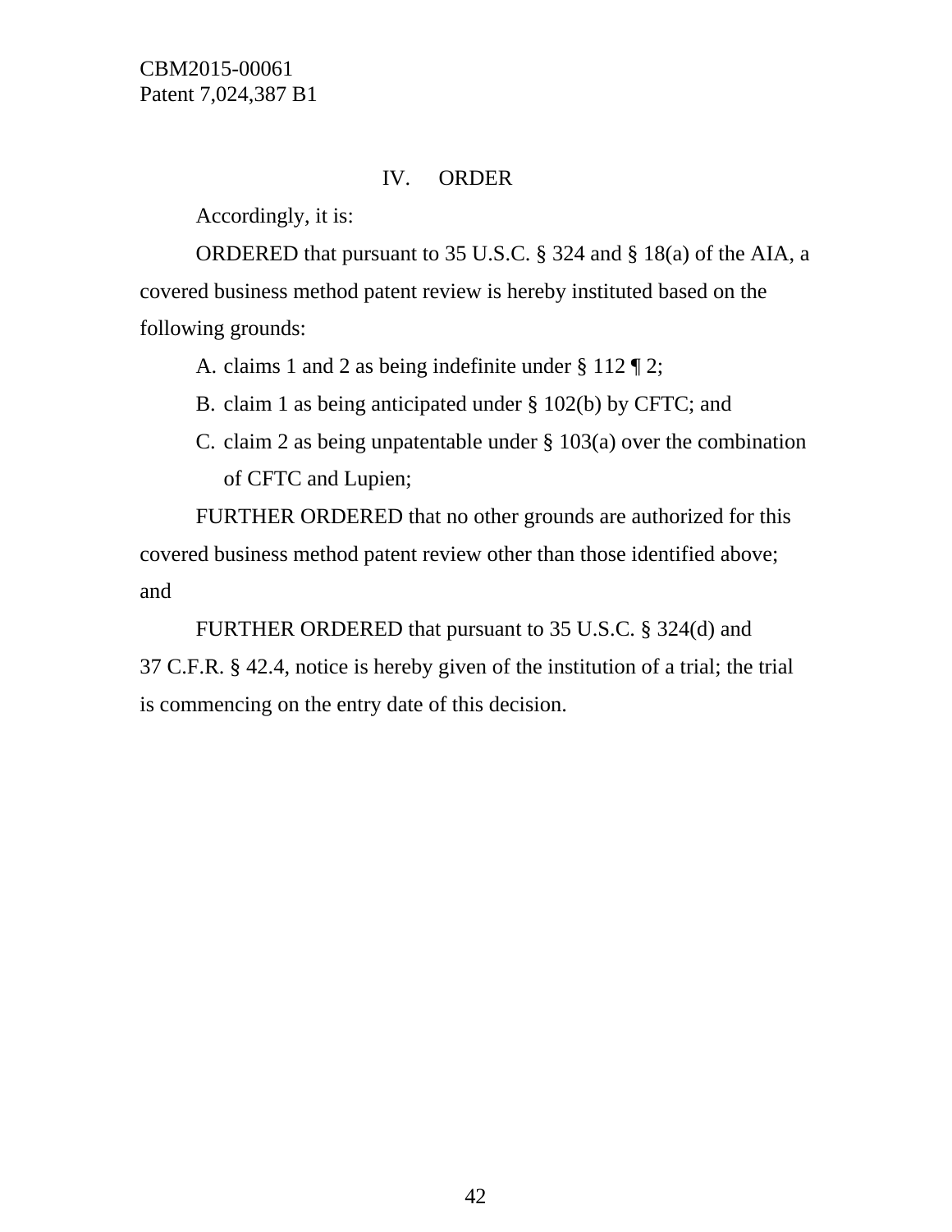## IV. ORDER

Accordingly, it is:

ORDERED that pursuant to 35 U.S.C. § 324 and § 18(a) of the AIA, a covered business method patent review is hereby instituted based on the following grounds:

A. claims 1 and 2 as being indefinite under § 112 ¶ 2;

B. claim 1 as being anticipated under § 102(b) by CFTC; and

C. claim 2 as being unpatentable under § 103(a) over the combination of CFTC and Lupien;

FURTHER ORDERED that no other grounds are authorized for this covered business method patent review other than those identified above; and

FURTHER ORDERED that pursuant to 35 U.S.C. § 324(d) and 37 C.F.R. § 42.4, notice is hereby given of the institution of a trial; the trial is commencing on the entry date of this decision.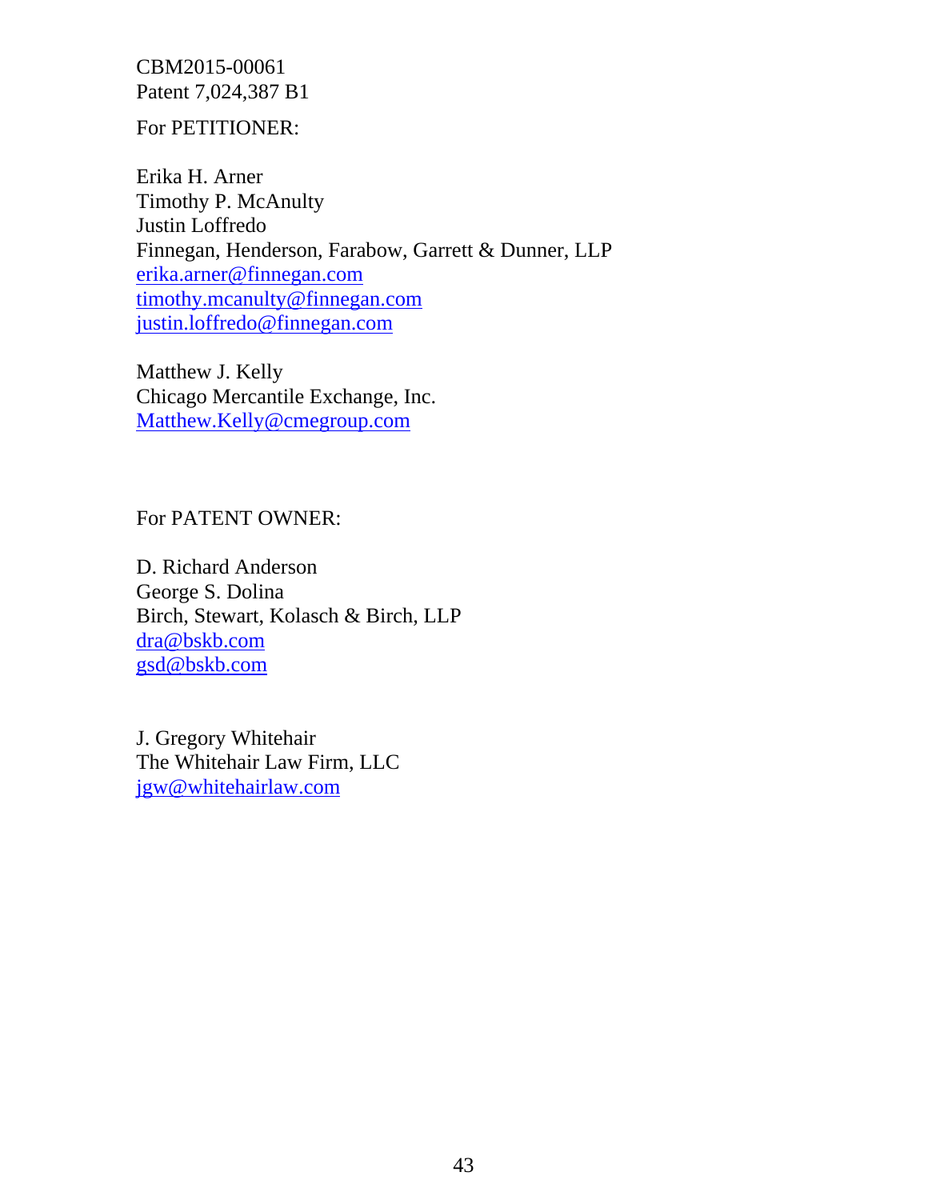CBM2015-00061
Patent 7,024,387 B1

For PETITIONER:

Erika H. Arner
Timothy P. McAnulty
Justin Loffredo
Finnegan, Henderson, Farabow, Garrett & Dunner, LLP
erika.arner@finnegan.com
timothy.mcanulty@finnegan.com
justin.loffredo@finnegan.com

Matthew J. Kelly
Chicago Mercantile Exchange, Inc.
Matthew.Kelly@cmegroup.com

For PATENT OWNER:

D. Richard Anderson
George S. Dolina
Birch, Stewart, Kolasch & Birch, LLP
dra@bskb.com
gsd@bskb.com

J. Gregory Whitehair
The Whitehair Law Firm, LLC
jgw@whitehairlaw.com